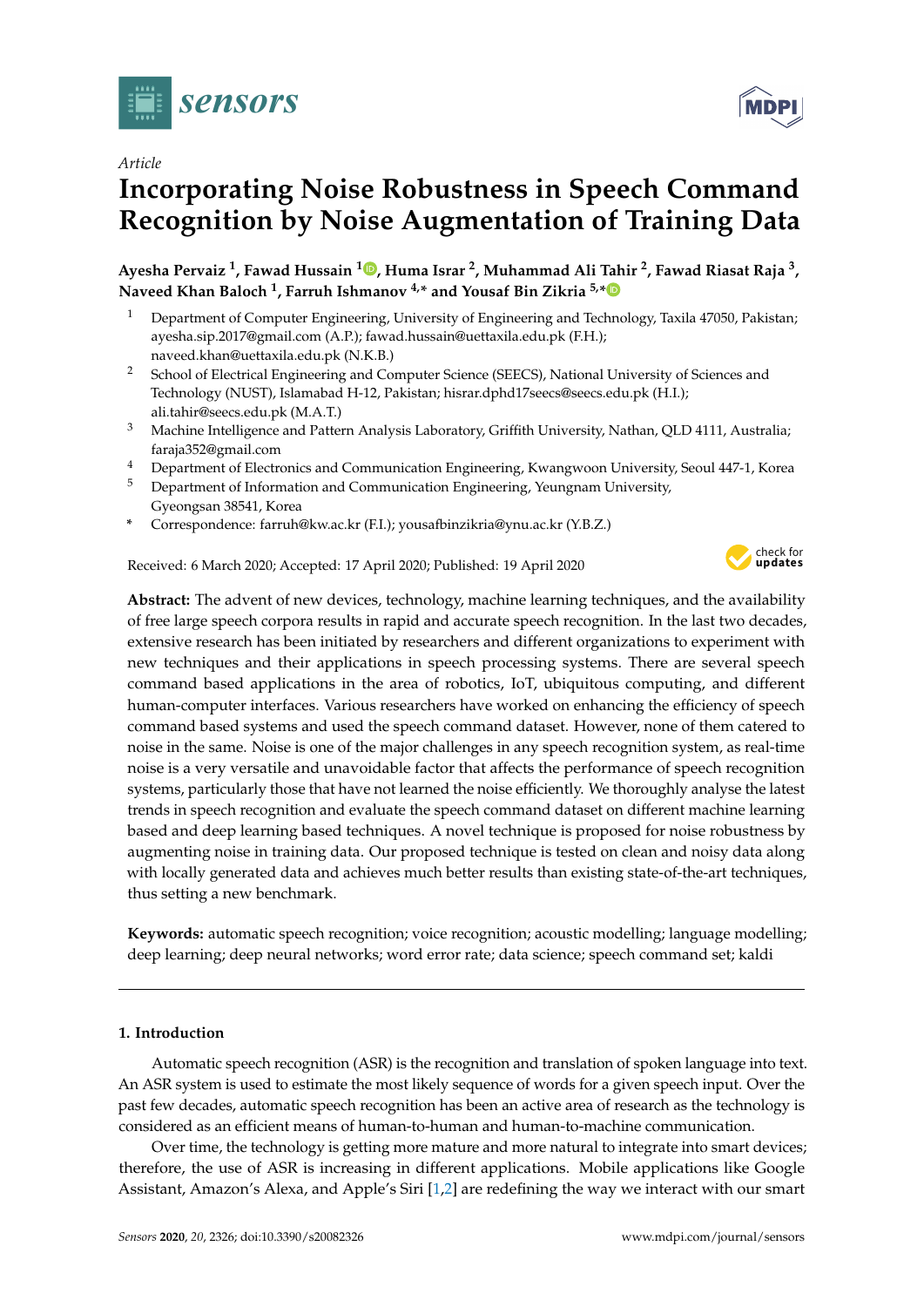*Article*

# Incorporating Noise Robustness in Speech Command Recognition by Noise Augmentation of Training Data

**Ayesha Pervaiz [1], Fawad Hussain [1], Huma Israr [2], Muhammad Ali Tahir [2], Fawad Riasat Raja [3], Naveed Khan Baloch [1], Farruh Ishmanov [4,*] and Yousaf Bin Zikria [5,*]**

1 Department of Computer Engineering, University of Engineering and Technology, Taxila 47050, Pakistan; ayesha.sip.2017@gmail.com (A.P.); fawad.hussain@uettaxila.edu.pk (F.H.); naveed.khan@uettaxila.edu.pk (N.K.B.)

2 School of Electrical Engineering and Computer Science (SEECS), National University of Sciences and Technology (NUST), Islamabad H-12, Pakistan; hisrar.dphd17seecs@seecs.edu.pk (H.I.); ali.tahir@seecs.edu.pk (M.A.T.)

3 Machine Intelligence and Pattern Analysis Laboratory, Griffith University, Nathan, QLD 4111, Australia; faraja352@gmail.com

4 Department of Electronics and Communication Engineering, Kwangwoon University, Seoul 447-1, Korea

5 Department of Information and Communication Engineering, Yeungnam University, Gyeongsan 38541, Korea

\* Correspondence: farruh@kw.ac.kr (F.I.); yousafbinzikria@ynu.ac.kr (Y.B.Z.)

Received: 6 March 2020; Accepted: 17 April 2020; Published: 19 April 2020

**Abstract:** The advent of new devices, technology, machine learning techniques, and the availability of free large speech corpora results in rapid and accurate speech recognition. In the last two decades, extensive research has been initiated by researchers and different organizations to experiment with new techniques and their applications in speech processing systems. There are several speech command based applications in the area of robotics, IoT, ubiquitous computing, and different human-computer interfaces. Various researchers have worked on enhancing the efficiency of speech command based systems and used the speech command dataset. However, none of them catered to noise in the same. Noise is one of the major challenges in any speech recognition system, as real-time noise is a very versatile and unavoidable factor that affects the performance of speech recognition systems, particularly those that have not learned the noise efficiently. We thoroughly analyse the latest trends in speech recognition and evaluate the speech command dataset on different machine learning based and deep learning based techniques. A novel technique is proposed for noise robustness by augmenting noise in training data. Our proposed technique is tested on clean and noisy data along with locally generated data and achieves much better results than existing state-of-the-art techniques, thus setting a new benchmark.

**Keywords:** automatic speech recognition; voice recognition; acoustic modelling; language modelling; deep learning; deep neural networks; word error rate; data science; speech command set; kaldi

## 1. Introduction

Automatic speech recognition (ASR) is the recognition and translation of spoken language into text. An ASR system is used to estimate the most likely sequence of words for a given speech input. Over the past few decades, automatic speech recognition has been an active area of research as the technology is considered as an efficient means of human-to-human and human-to-machine communication.

Over time, the technology is getting more mature and more natural to integrate into smart devices; therefore, the use of ASR is increasing in different applications. Mobile applications like Google Assistant, Amazon's Alexa, and Apple's Siri [1,2] are redefining the way we interact with our smart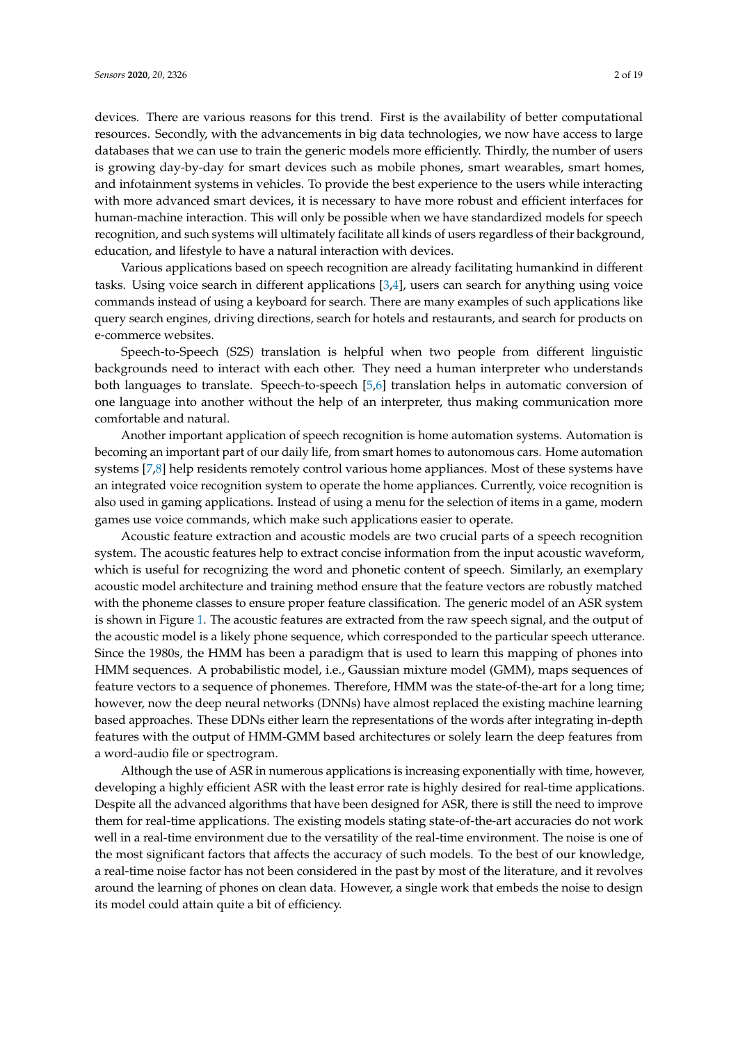devices. There are various reasons for this trend. First is the availability of better computational resources. Secondly, with the advancements in big data technologies, we now have access to large databases that we can use to train the generic models more efficiently. Thirdly, the number of users is growing day-by-day for smart devices such as mobile phones, smart wearables, smart homes, and infotainment systems in vehicles. To provide the best experience to the users while interacting with more advanced smart devices, it is necessary to have more robust and efficient interfaces for human-machine interaction. This will only be possible when we have standardized models for speech recognition, and such systems will ultimately facilitate all kinds of users regardless of their background, education, and lifestyle to have a natural interaction with devices.

Various applications based on speech recognition are already facilitating humankind in different tasks. Using voice search in different applications [3,4], users can search for anything using voice commands instead of using a keyboard for search. There are many examples of such applications like query search engines, driving directions, search for hotels and restaurants, and search for products on e-commerce websites.

Speech-to-Speech (S2S) translation is helpful when two people from different linguistic backgrounds need to interact with each other. They need a human interpreter who understands both languages to translate. Speech-to-speech [5,6] translation helps in automatic conversion of one language into another without the help of an interpreter, thus making communication more comfortable and natural.

Another important application of speech recognition is home automation systems. Automation is becoming an important part of our daily life, from smart homes to autonomous cars. Home automation systems [7,8] help residents remotely control various home appliances. Most of these systems have an integrated voice recognition system to operate the home appliances. Currently, voice recognition is also used in gaming applications. Instead of using a menu for the selection of items in a game, modern games use voice commands, which make such applications easier to operate.

Acoustic feature extraction and acoustic models are two crucial parts of a speech recognition system. The acoustic features help to extract concise information from the input acoustic waveform, which is useful for recognizing the word and phonetic content of speech. Similarly, an exemplary acoustic model architecture and training method ensure that the feature vectors are robustly matched with the phoneme classes to ensure proper feature classification. The generic model of an ASR system is shown in Figure 1. The acoustic features are extracted from the raw speech signal, and the output of the acoustic model is a likely phone sequence, which corresponded to the particular speech utterance. Since the 1980s, the HMM has been a paradigm that is used to learn this mapping of phones into HMM sequences. A probabilistic model, i.e., Gaussian mixture model (GMM), maps sequences of feature vectors to a sequence of phonemes. Therefore, HMM was the state-of-the-art for a long time; however, now the deep neural networks (DNNs) have almost replaced the existing machine learning based approaches. These DDNs either learn the representations of the words after integrating in-depth features with the output of HMM-GMM based architectures or solely learn the deep features from a word-audio file or spectrogram.

Although the use of ASR in numerous applications is increasing exponentially with time, however, developing a highly efficient ASR with the least error rate is highly desired for real-time applications. Despite all the advanced algorithms that have been designed for ASR, there is still the need to improve them for real-time applications. The existing models stating state-of-the-art accuracies do not work well in a real-time environment due to the versatility of the real-time environment. The noise is one of the most significant factors that affects the accuracy of such models. To the best of our knowledge, a real-time noise factor has not been considered in the past by most of the literature, and it revolves around the learning of phones on clean data. However, a single work that embeds the noise to design its model could attain quite a bit of efficiency.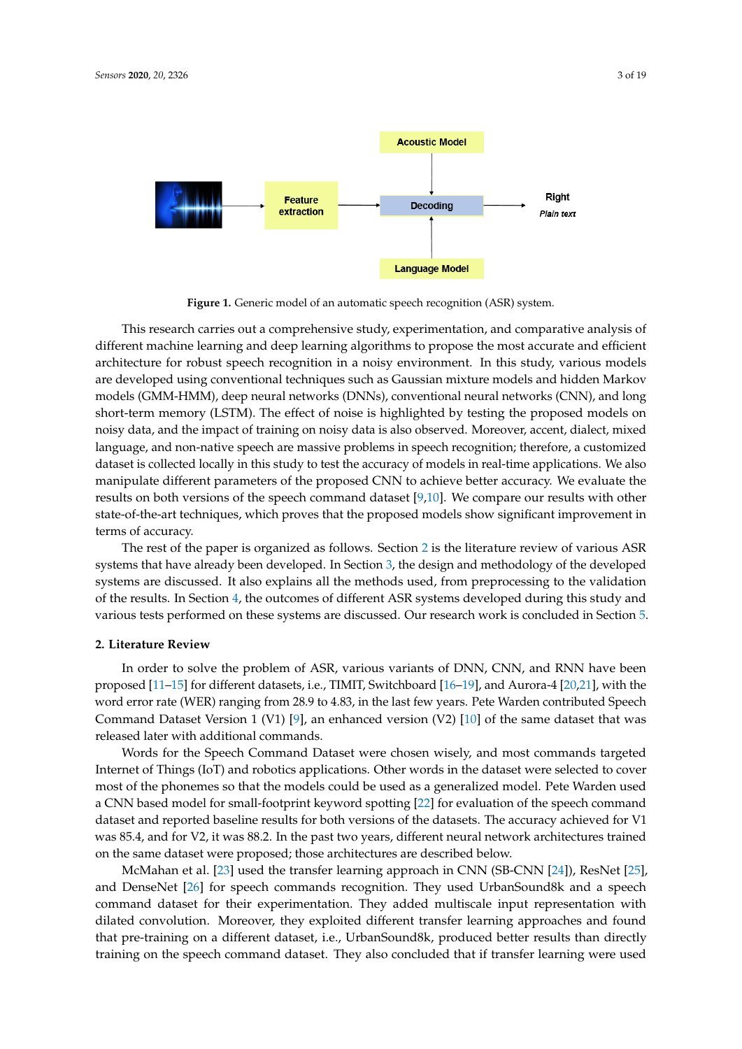**Figure 1.** Generic model of an automatic speech recognition (ASR) system.

This research carries out a comprehensive study, experimentation, and comparative analysis of different machine learning and deep learning algorithms to propose the most accurate and efficient architecture for robust speech recognition in a noisy environment. In this study, various models are developed using conventional techniques such as Gaussian mixture models and hidden Markov models (GMM-HMM), deep neural networks (DNNs), conventional neural networks (CNN), and long short-term memory (LSTM). The effect of noise is highlighted by testing the proposed models on noisy data, and the impact of training on noisy data is also observed. Moreover, accent, dialect, mixed language, and non-native speech are massive problems in speech recognition; therefore, a customized dataset is collected locally in this study to test the accuracy of models in real-time applications. We also manipulate different parameters of the proposed CNN to achieve better accuracy. We evaluate the results on both versions of the speech command dataset [9,10]. We compare our results with other state-of-the-art techniques, which proves that the proposed models show significant improvement in terms of accuracy.

The rest of the paper is organized as follows. Section 2 is the literature review of various ASR systems that have already been developed. In Section 3, the design and methodology of the developed systems are discussed. It also explains all the methods used, from preprocessing to the validation of the results. In Section 4, the outcomes of different ASR systems developed during this study and various tests performed on these systems are discussed. Our research work is concluded in Section 5.

## 2. Literature Review

In order to solve the problem of ASR, various variants of DNN, CNN, and RNN have been proposed [11–15] for different datasets, i.e., TIMIT, Switchboard [16–19], and Aurora-4 [20,21], with the word error rate (WER) ranging from 28.9 to 4.83, in the last few years. Pete Warden contributed Speech Command Dataset Version 1 (V1) [9], an enhanced version (V2) [10] of the same dataset that was released later with additional commands.

Words for the Speech Command Dataset were chosen wisely, and most commands targeted Internet of Things (IoT) and robotics applications. Other words in the dataset were selected to cover most of the phonemes so that the models could be used as a generalized model. Pete Warden used a CNN based model for small-footprint keyword spotting [22] for evaluation of the speech command dataset and reported baseline results for both versions of the datasets. The accuracy achieved for V1 was 85.4, and for V2, it was 88.2. In the past two years, different neural network architectures trained on the same dataset were proposed; those architectures are described below.

McMahan et al. [23] used the transfer learning approach in CNN (SB-CNN [24]), ResNet [25], and DenseNet [26] for speech commands recognition. They used UrbanSound8k and a speech command dataset for their experimentation. They added multiscale input representation with dilated convolution. Moreover, they exploited different transfer learning approaches and found that pre-training on a different dataset, i.e., UrbanSound8k, produced better results than directly training on the speech command dataset. They also concluded that if transfer learning were used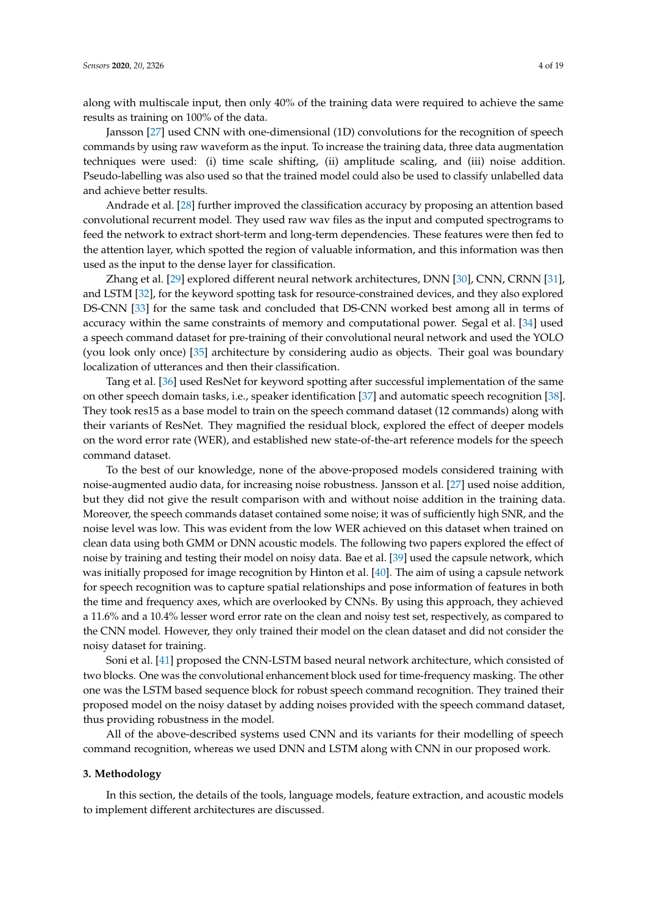along with multiscale input, then only 40% of the training data were required to achieve the same results as training on 100% of the data.

Jansson [27] used CNN with one-dimensional (1D) convolutions for the recognition of speech commands by using raw waveform as the input. To increase the training data, three data augmentation techniques were used: (i) time scale shifting, (ii) amplitude scaling, and (iii) noise addition. Pseudo-labelling was also used so that the trained model could also be used to classify unlabelled data and achieve better results.

Andrade et al. [28] further improved the classification accuracy by proposing an attention based convolutional recurrent model. They used raw wav files as the input and computed spectrograms to feed the network to extract short-term and long-term dependencies. These features were then fed to the attention layer, which spotted the region of valuable information, and this information was then used as the input to the dense layer for classification.

Zhang et al. [29] explored different neural network architectures, DNN [30], CNN, CRNN [31], and LSTM [32], for the keyword spotting task for resource-constrained devices, and they also explored DS-CNN [33] for the same task and concluded that DS-CNN worked best among all in terms of accuracy within the same constraints of memory and computational power. Segal et al. [34] used a speech command dataset for pre-training of their convolutional neural network and used the YOLO (you look only once) [35] architecture by considering audio as objects. Their goal was boundary localization of utterances and then their classification.

Tang et al. [36] used ResNet for keyword spotting after successful implementation of the same on other speech domain tasks, i.e., speaker identification [37] and automatic speech recognition [38]. They took res15 as a base model to train on the speech command dataset (12 commands) along with their variants of ResNet. They magnified the residual block, explored the effect of deeper models on the word error rate (WER), and established new state-of-the-art reference models for the speech command dataset.

To the best of our knowledge, none of the above-proposed models considered training with noise-augmented audio data, for increasing noise robustness. Jansson et al. [27] used noise addition, but they did not give the result comparison with and without noise addition in the training data. Moreover, the speech commands dataset contained some noise; it was of sufficiently high SNR, and the noise level was low. This was evident from the low WER achieved on this dataset when trained on clean data using both GMM or DNN acoustic models. The following two papers explored the effect of noise by training and testing their model on noisy data. Bae et al. [39] used the capsule network, which was initially proposed for image recognition by Hinton et al. [40]. The aim of using a capsule network for speech recognition was to capture spatial relationships and pose information of features in both the time and frequency axes, which are overlooked by CNNs. By using this approach, they achieved a 11.6% and a 10.4% lesser word error rate on the clean and noisy test set, respectively, as compared to the CNN model. However, they only trained their model on the clean dataset and did not consider the noisy dataset for training.

Soni et al. [41] proposed the CNN-LSTM based neural network architecture, which consisted of two blocks. One was the convolutional enhancement block used for time-frequency masking. The other one was the LSTM based sequence block for robust speech command recognition. They trained their proposed model on the noisy dataset by adding noises provided with the speech command dataset, thus providing robustness in the model.

All of the above-described systems used CNN and its variants for their modelling of speech command recognition, whereas we used DNN and LSTM along with CNN in our proposed work.

## 3. Methodology

In this section, the details of the tools, language models, feature extraction, and acoustic models to implement different architectures are discussed.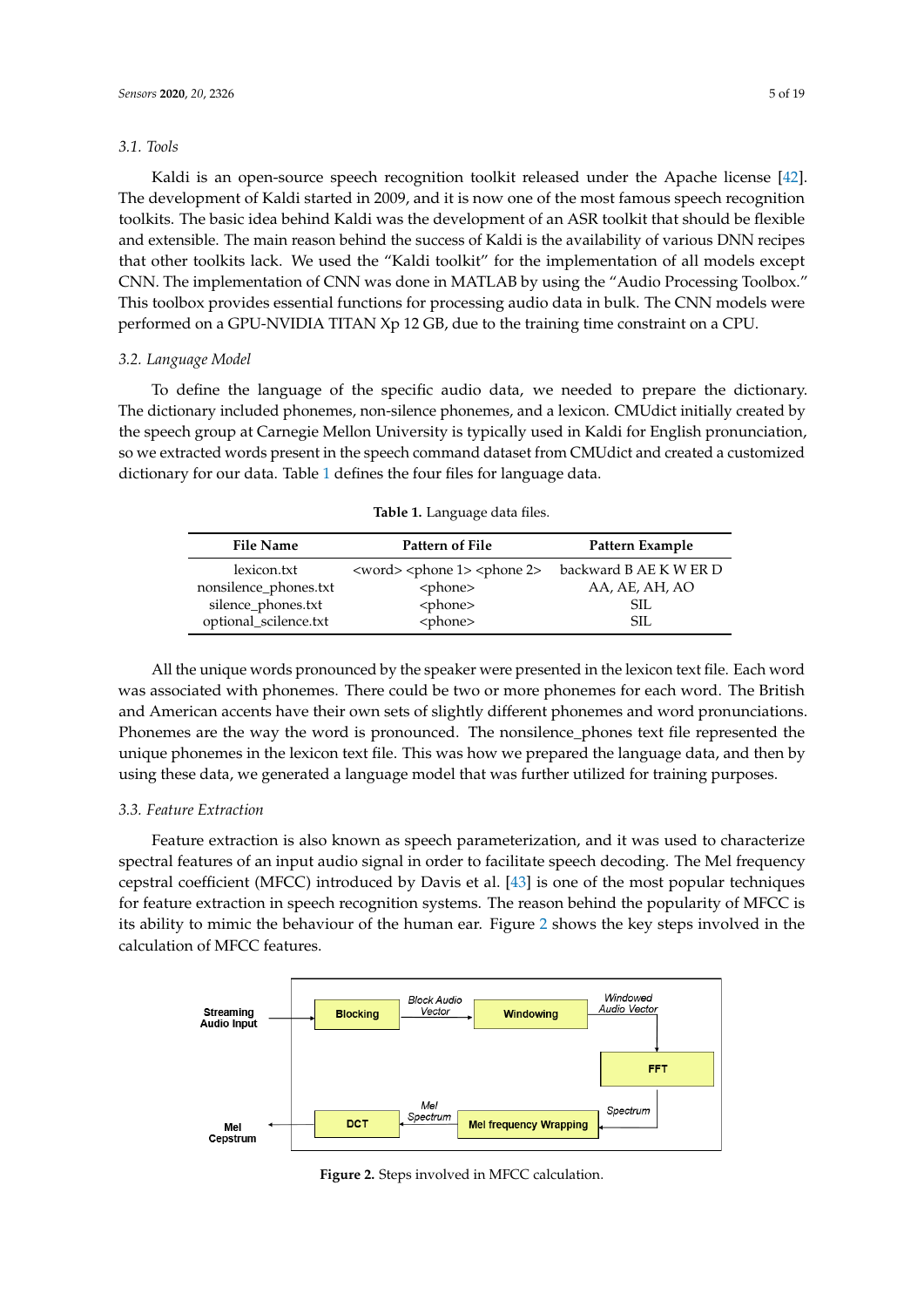### 3.1. Tools

Kaldi is an open-source speech recognition toolkit released under the Apache license [42]. The development of Kaldi started in 2009, and it is now one of the most famous speech recognition toolkits. The basic idea behind Kaldi was the development of an ASR toolkit that should be flexible and extensible. The main reason behind the success of Kaldi is the availability of various DNN recipes that other toolkits lack. We used the "Kaldi toolkit" for the implementation of all models except CNN. The implementation of CNN was done in MATLAB by using the "Audio Processing Toolbox." This toolbox provides essential functions for processing audio data in bulk. The CNN models were performed on a GPU-NVIDIA TITAN Xp 12 GB, due to the training time constraint on a CPU.

### 3.2. Language Model

To define the language of the specific audio data, we needed to prepare the dictionary. The dictionary included phonemes, non-silence phonemes, and a lexicon. CMUdict initially created by the speech group at Carnegie Mellon University is typically used in Kaldi for English pronunciation, so we extracted words present in the speech command dataset from CMUdict and created a customized dictionary for our data. Table 1 defines the four files for language data.

**Table 1.** Language data files.

| File Name | Pattern of File | Pattern Example |
|---|---|---|
| lexicon.txt | <word> <phone 1> <phone 2> | backward B AE K W ER D |
| nonsilence_phones.txt | <phone> | AA, AE, AH, AO |
| silence_phones.txt | <phone> | SIL |
| optional_scilence.txt | <phone> | SIL |

All the unique words pronounced by the speaker were presented in the lexicon text file. Each word was associated with phonemes. There could be two or more phonemes for each word. The British and American accents have their own sets of slightly different phonemes and word pronunciations. Phonemes are the way the word is pronounced. The nonsilence_phones text file represented the unique phonemes in the lexicon text file. This was how we prepared the language data, and then by using these data, we generated a language model that was further utilized for training purposes.

### 3.3. Feature Extraction

Feature extraction is also known as speech parameterization, and it was used to characterize spectral features of an input audio signal in order to facilitate speech decoding. The Mel frequency cepstral coefficient (MFCC) introduced by Davis et al. [43] is one of the most popular techniques for feature extraction in speech recognition systems. The reason behind the popularity of MFCC is its ability to mimic the behaviour of the human ear. Figure 2 shows the key steps involved in the calculation of MFCC features.

Streaming Audio Input → Blocking → (Block Audio Vector) → Windowing → (Windowed Audio Vector) → FFT → (Spectrum) → Mel frequency Wrapping → (Mel Spectrum) → DCT → Mel Cepstrum

**Figure 2.** Steps involved in MFCC calculation.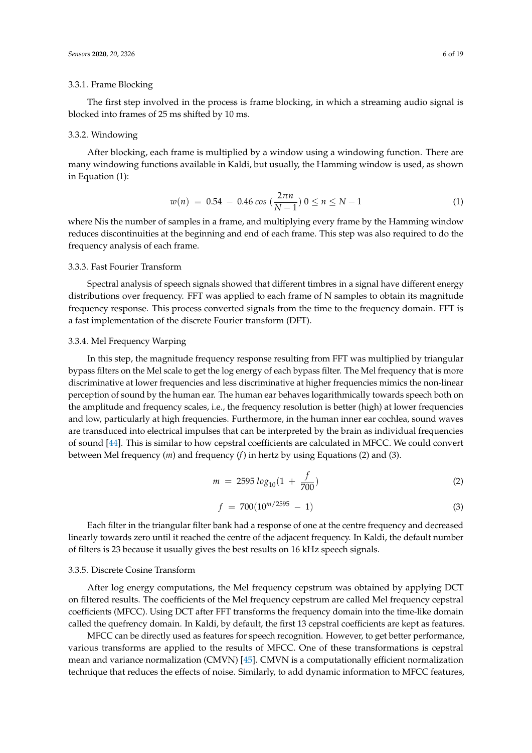### 3.3.1. Frame Blocking

The first step involved in the process is frame blocking, in which a streaming audio signal is blocked into frames of 25 ms shifted by 10 ms.

### 3.3.2. Windowing

After blocking, each frame is multiplied by a window using a windowing function. There are many windowing functions available in Kaldi, but usually, the Hamming window is used, as shown in Equation (1):

$$w(n) = 0.54 - 0.46 \cos\left(\frac{2\pi n}{N-1}\right) 0 \leq n \leq N-1 \tag{1}$$

where Nis the number of samples in a frame, and multiplying every frame by the Hamming window reduces discontinuities at the beginning and end of each frame. This step was also required to do the frequency analysis of each frame.

### 3.3.3. Fast Fourier Transform

Spectral analysis of speech signals showed that different timbres in a signal have different energy distributions over frequency. FFT was applied to each frame of N samples to obtain its magnitude frequency response. This process converted signals from the time to the frequency domain. FFT is a fast implementation of the discrete Fourier transform (DFT).

### 3.3.4. Mel Frequency Warping

In this step, the magnitude frequency response resulting from FFT was multiplied by triangular bypass filters on the Mel scale to get the log energy of each bypass filter. The Mel frequency that is more discriminative at lower frequencies and less discriminative at higher frequencies mimics the non-linear perception of sound by the human ear. The human ear behaves logarithmically towards speech both on the amplitude and frequency scales, i.e., the frequency resolution is better (high) at lower frequencies and low, particularly at high frequencies. Furthermore, in the human inner ear cochlea, sound waves are transduced into electrical impulses that can be interpreted by the brain as individual frequencies of sound [44]. This is similar to how cepstral coefficients are calculated in MFCC. We could convert between Mel frequency ($m$) and frequency ($f$) in hertz by using Equations (2) and (3).

$$m = 2595 \log_{10}\left(1 + \frac{f}{700}\right) \tag{2}$$

$$f = 700\left(10^{m/2595} - 1\right) \tag{3}$$

Each filter in the triangular filter bank had a response of one at the centre frequency and decreased linearly towards zero until it reached the centre of the adjacent frequency. In Kaldi, the default number of filters is 23 because it usually gives the best results on 16 kHz speech signals.

### 3.3.5. Discrete Cosine Transform

After log energy computations, the Mel frequency cepstrum was obtained by applying DCT on filtered results. The coefficients of the Mel frequency cepstrum are called Mel frequency cepstral coefficients (MFCC). Using DCT after FFT transforms the frequency domain into the time-like domain called the quefrency domain. In Kaldi, by default, the first 13 cepstral coefficients are kept as features.

MFCC can be directly used as features for speech recognition. However, to get better performance, various transforms are applied to the results of MFCC. One of these transformations is cepstral mean and variance normalization (CMVN) [45]. CMVN is a computationally efficient normalization technique that reduces the effects of noise. Similarly, to add dynamic information to MFCC features,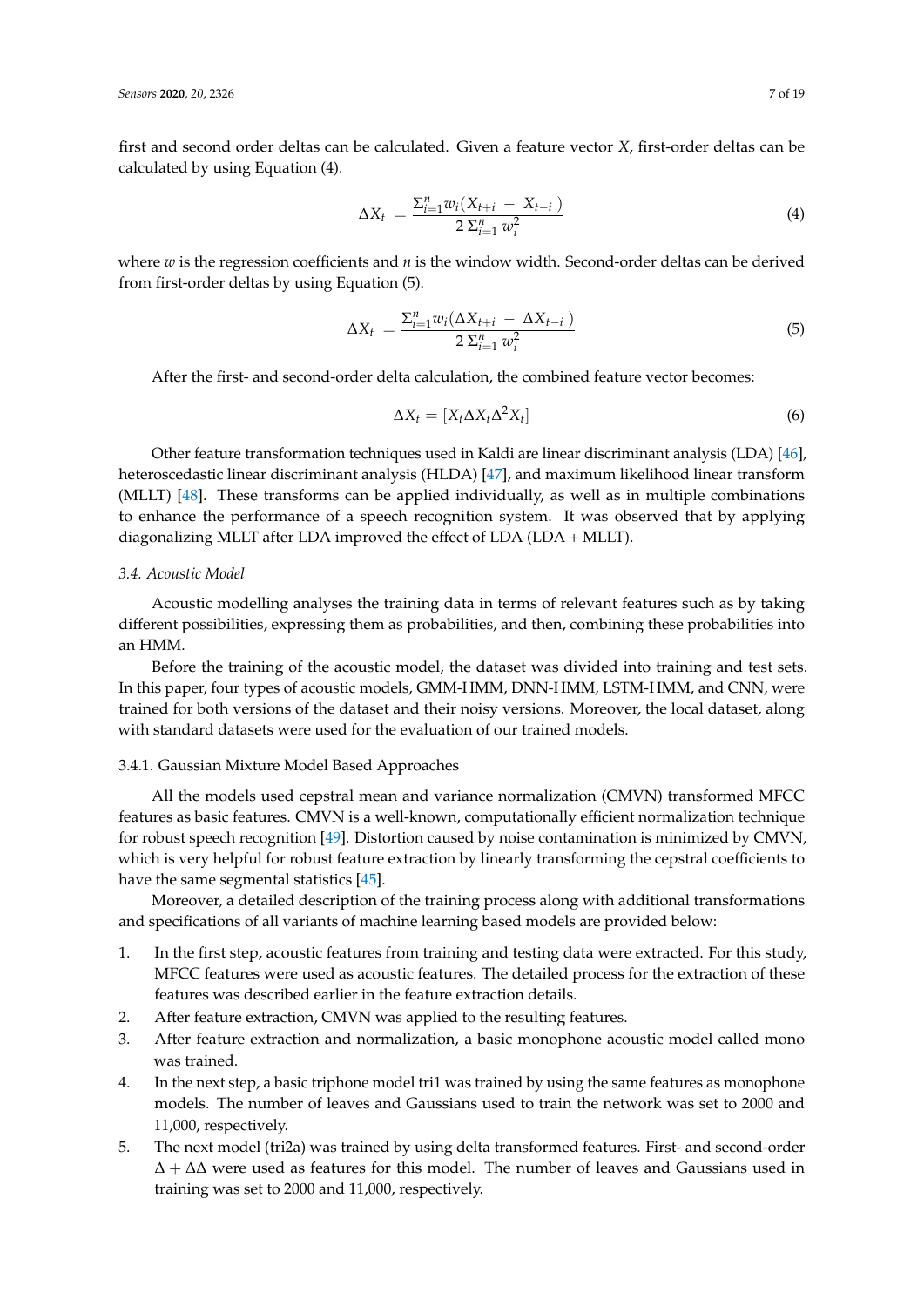first and second order deltas can be calculated. Given a feature vector $X$, first-order deltas can be calculated by using Equation (4).

$$\Delta X_t = \frac{\Sigma_{i=1}^{n} w_i (X_{t+i} - X_{t-i})}{2\,\Sigma_{i=1}^{n} w_i^2} \tag{4}$$

where $w$ is the regression coefficients and $n$ is the window width. Second-order deltas can be derived from first-order deltas by using Equation (5).

$$\Delta X_t = \frac{\Sigma_{i=1}^{n} w_i (\Delta X_{t+i} - \Delta X_{t-i})}{2\,\Sigma_{i=1}^{n} w_i^2} \tag{5}$$

After the first- and second-order delta calculation, the combined feature vector becomes:

$$\Delta X_t = [X_t \Delta X_t \Delta^2 X_t] \tag{6}$$

Other feature transformation techniques used in Kaldi are linear discriminant analysis (LDA) [46], heteroscedastic linear discriminant analysis (HLDA) [47], and maximum likelihood linear transform (MLLT) [48]. These transforms can be applied individually, as well as in multiple combinations to enhance the performance of a speech recognition system. It was observed that by applying diagonalizing MLLT after LDA improved the effect of LDA (LDA + MLLT).

### 3.4. Acoustic Model

Acoustic modelling analyses the training data in terms of relevant features such as by taking different possibilities, expressing them as probabilities, and then, combining these probabilities into an HMM.

Before the training of the acoustic model, the dataset was divided into training and test sets. In this paper, four types of acoustic models, GMM-HMM, DNN-HMM, LSTM-HMM, and CNN, were trained for both versions of the dataset and their noisy versions. Moreover, the local dataset, along with standard datasets were used for the evaluation of our trained models.

#### 3.4.1. Gaussian Mixture Model Based Approaches

All the models used cepstral mean and variance normalization (CMVN) transformed MFCC features as basic features. CMVN is a well-known, computationally efficient normalization technique for robust speech recognition [49]. Distortion caused by noise contamination is minimized by CMVN, which is very helpful for robust feature extraction by linearly transforming the cepstral coefficients to have the same segmental statistics [45].

Moreover, a detailed description of the training process along with additional transformations and specifications of all variants of machine learning based models are provided below:

1. In the first step, acoustic features from training and testing data were extracted. For this study, MFCC features were used as acoustic features. The detailed process for the extraction of these features was described earlier in the feature extraction details.
2. After feature extraction, CMVN was applied to the resulting features.
3. After feature extraction and normalization, a basic monophone acoustic model called mono was trained.
4. In the next step, a basic triphone model tri1 was trained by using the same features as monophone models. The number of leaves and Gaussians used to train the network was set to 2000 and 11,000, respectively.
5. The next model (tri2a) was trained by using delta transformed features. First- and second-order $\Delta + \Delta\Delta$ were used as features for this model. The number of leaves and Gaussians used in training was set to 2000 and 11,000, respectively.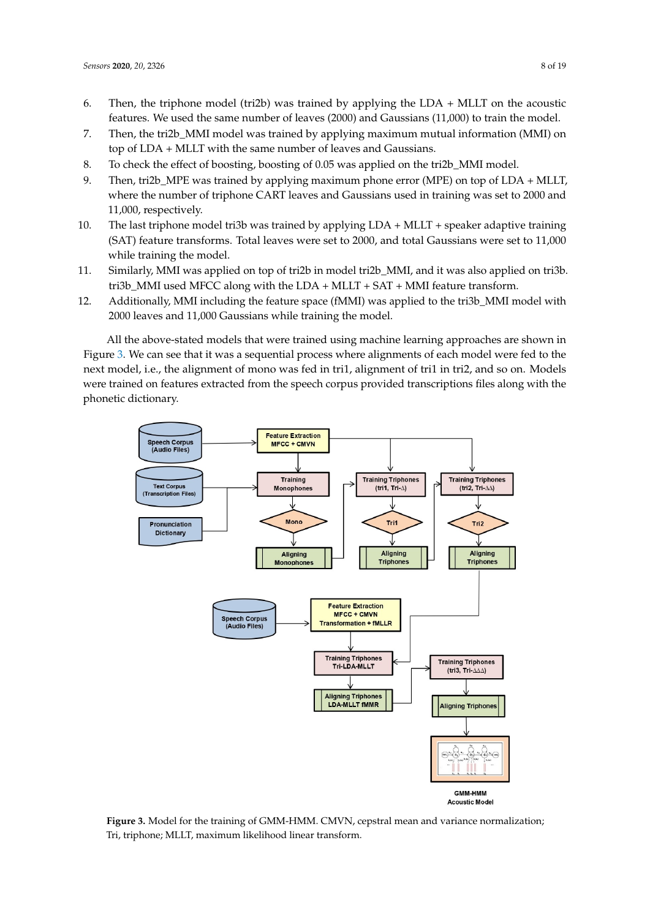6. Then, the triphone model (tri2b) was trained by applying the LDA + MLLT on the acoustic features. We used the same number of leaves (2000) and Gaussians (11,000) to train the model.
7. Then, the tri2b_MMI model was trained by applying maximum mutual information (MMI) on top of LDA + MLLT with the same number of leaves and Gaussians.
8. To check the effect of boosting, boosting of 0.05 was applied on the tri2b_MMI model.
9. Then, tri2b_MPE was trained by applying maximum phone error (MPE) on top of LDA + MLLT, where the number of triphone CART leaves and Gaussians used in training was set to 2000 and 11,000, respectively.
10. The last triphone model tri3b was trained by applying LDA + MLLT + speaker adaptive training (SAT) feature transforms. Total leaves were set to 2000, and total Gaussians were set to 11,000 while training the model.
11. Similarly, MMI was applied on top of tri2b in model tri2b_MMI, and it was also applied on tri3b. tri3b_MMI used MFCC along with the LDA + MLLT + SAT + MMI feature transform.
12. Additionally, MMI including the feature space (fMMI) was applied to the tri3b_MMI model with 2000 leaves and 11,000 Gaussians while training the model.

All the above-stated models that were trained using machine learning approaches are shown in Figure 3. We can see that it was a sequential process where alignments of each model were fed to the next model, i.e., the alignment of mono was fed in tri1, alignment of tri1 in tri2, and so on. Models were trained on features extracted from the speech corpus provided transcriptions files along with the phonetic dictionary.

**Figure 3.** Model for the training of GMM-HMM. CMVN, cepstral mean and variance normalization; Tri, triphone; MLLT, maximum likelihood linear transform.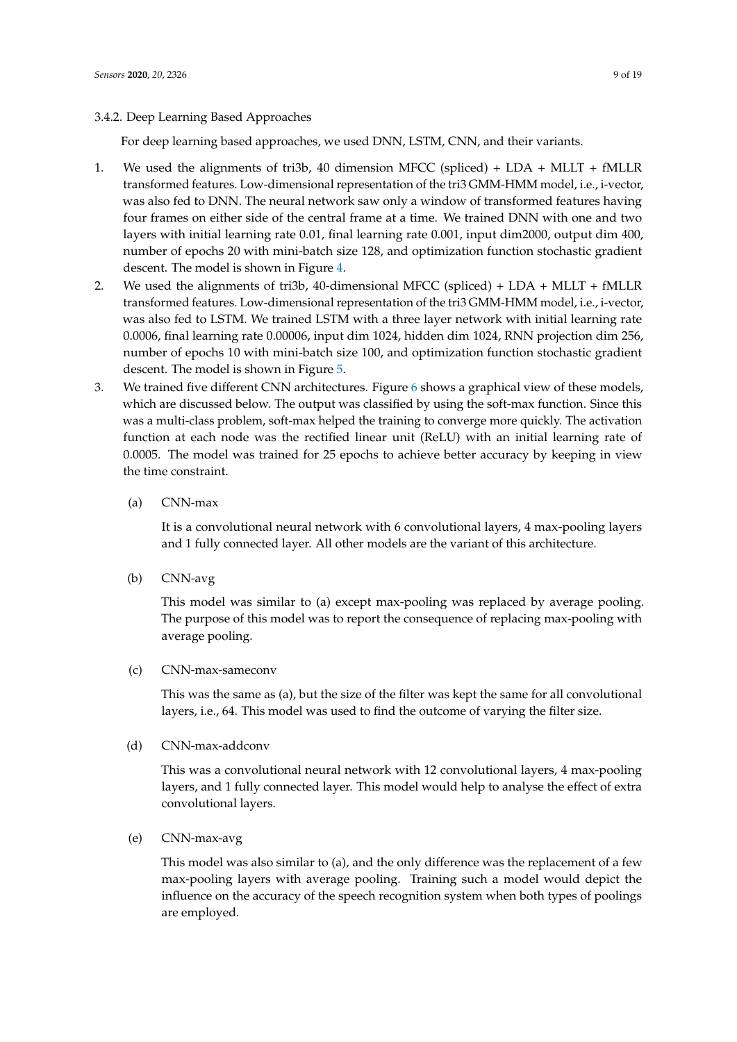#### 3.4.2. Deep Learning Based Approaches

For deep learning based approaches, we used DNN, LSTM, CNN, and their variants.

1. We used the alignments of tri3b, 40 dimension MFCC (spliced) + LDA + MLLT + fMLLR transformed features. Low-dimensional representation of the tri3 GMM-HMM model, i.e., i-vector, was also fed to DNN. The neural network saw only a window of transformed features having four frames on either side of the central frame at a time. We trained DNN with one and two layers with initial learning rate 0.01, final learning rate 0.001, input dim2000, output dim 400, number of epochs 20 with mini-batch size 128, and optimization function stochastic gradient descent. The model is shown in Figure 4.
2. We used the alignments of tri3b, 40-dimensional MFCC (spliced) + LDA + MLLT + fMLLR transformed features. Low-dimensional representation of the tri3 GMM-HMM model, i.e., i-vector, was also fed to LSTM. We trained LSTM with a three layer network with initial learning rate 0.0006, final learning rate 0.00006, input dim 1024, hidden dim 1024, RNN projection dim 256, number of epochs 10 with mini-batch size 100, and optimization function stochastic gradient descent. The model is shown in Figure 5.
3. We trained five different CNN architectures. Figure 6 shows a graphical view of these models, which are discussed below. The output was classified by using the soft-max function. Since this was a multi-class problem, soft-max helped the training to converge more quickly. The activation function at each node was the rectified linear unit (ReLU) with an initial learning rate of 0.0005. The model was trained for 25 epochs to achieve better accuracy by keeping in view the time constraint.

   (a) CNN-max

   It is a convolutional neural network with 6 convolutional layers, 4 max-pooling layers and 1 fully connected layer. All other models are the variant of this architecture.

   (b) CNN-avg

   This model was similar to (a) except max-pooling was replaced by average pooling. The purpose of this model was to report the consequence of replacing max-pooling with average pooling.

   (c) CNN-max-sameconv

   This was the same as (a), but the size of the filter was kept the same for all convolutional layers, i.e., 64. This model was used to find the outcome of varying the filter size.

   (d) CNN-max-addconv

   This was a convolutional neural network with 12 convolutional layers, 4 max-pooling layers, and 1 fully connected layer. This model would help to analyse the effect of extra convolutional layers.

   (e) CNN-max-avg

   This model was also similar to (a), and the only difference was the replacement of a few max-pooling layers with average pooling. Training such a model would depict the influence on the accuracy of the speech recognition system when both types of poolings are employed.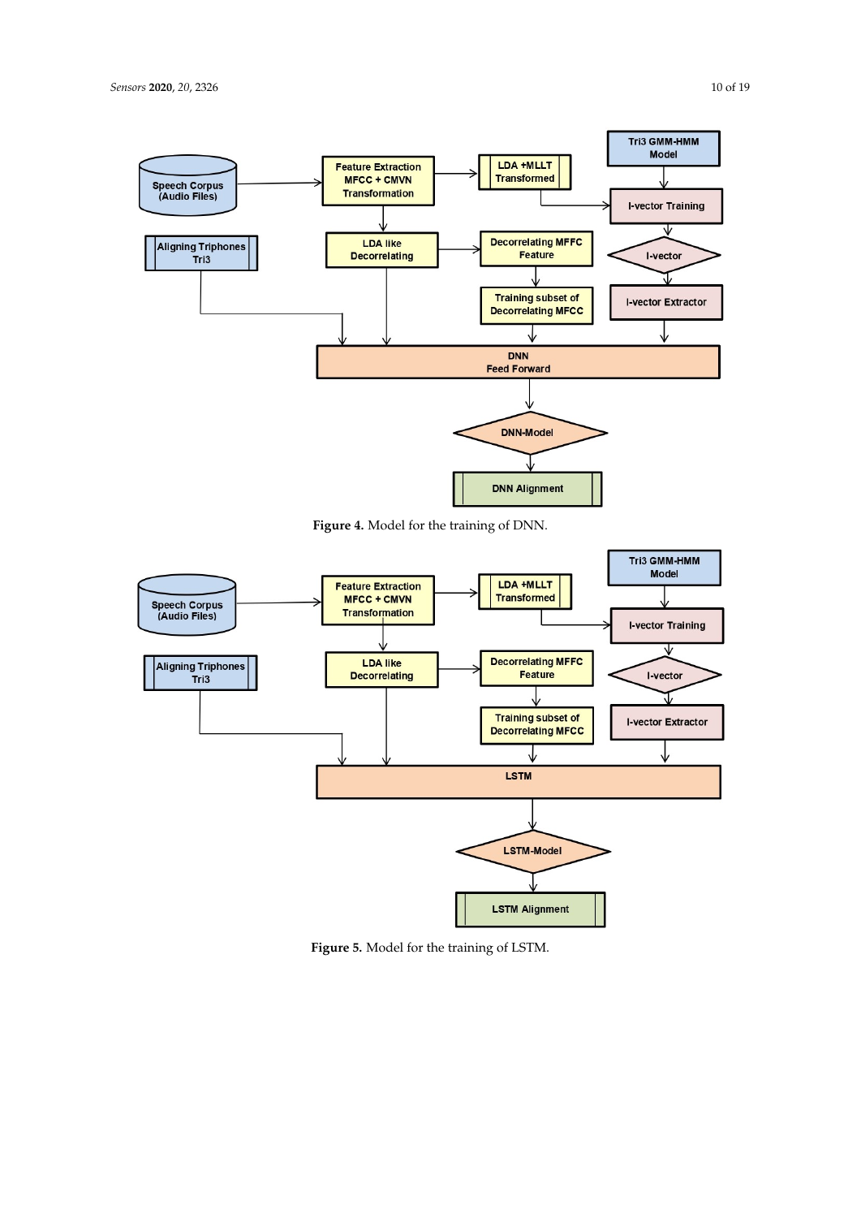Figure 4. Model for the training of DNN.

Figure 5. Model for the training of LSTM.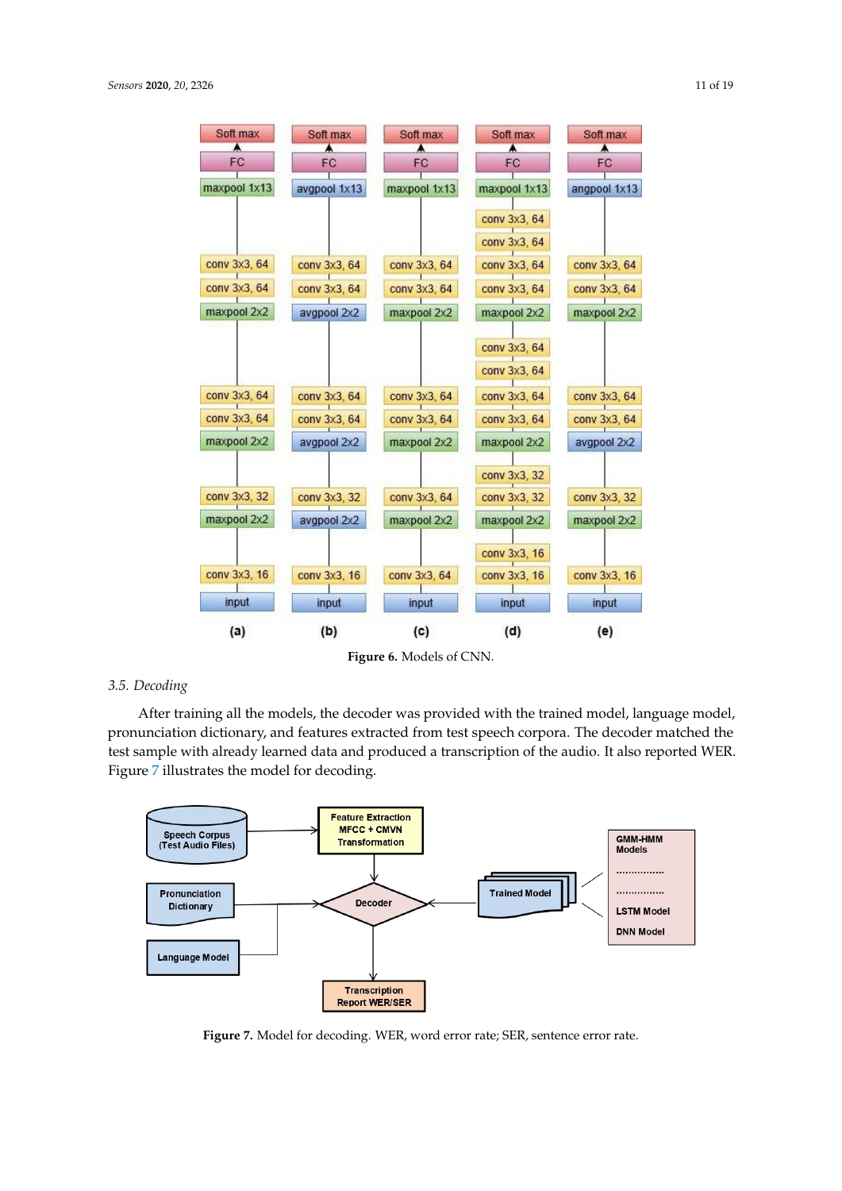Figure 6. Models of CNN.

### 3.5. Decoding

After training all the models, the decoder was provided with the trained model, language model, pronunciation dictionary, and features extracted from test speech corpora. The decoder matched the test sample with already learned data and produced a transcription of the audio. It also reported WER. Figure 7 illustrates the model for decoding.

Figure 7. Model for decoding. WER, word error rate; SER, sentence error rate.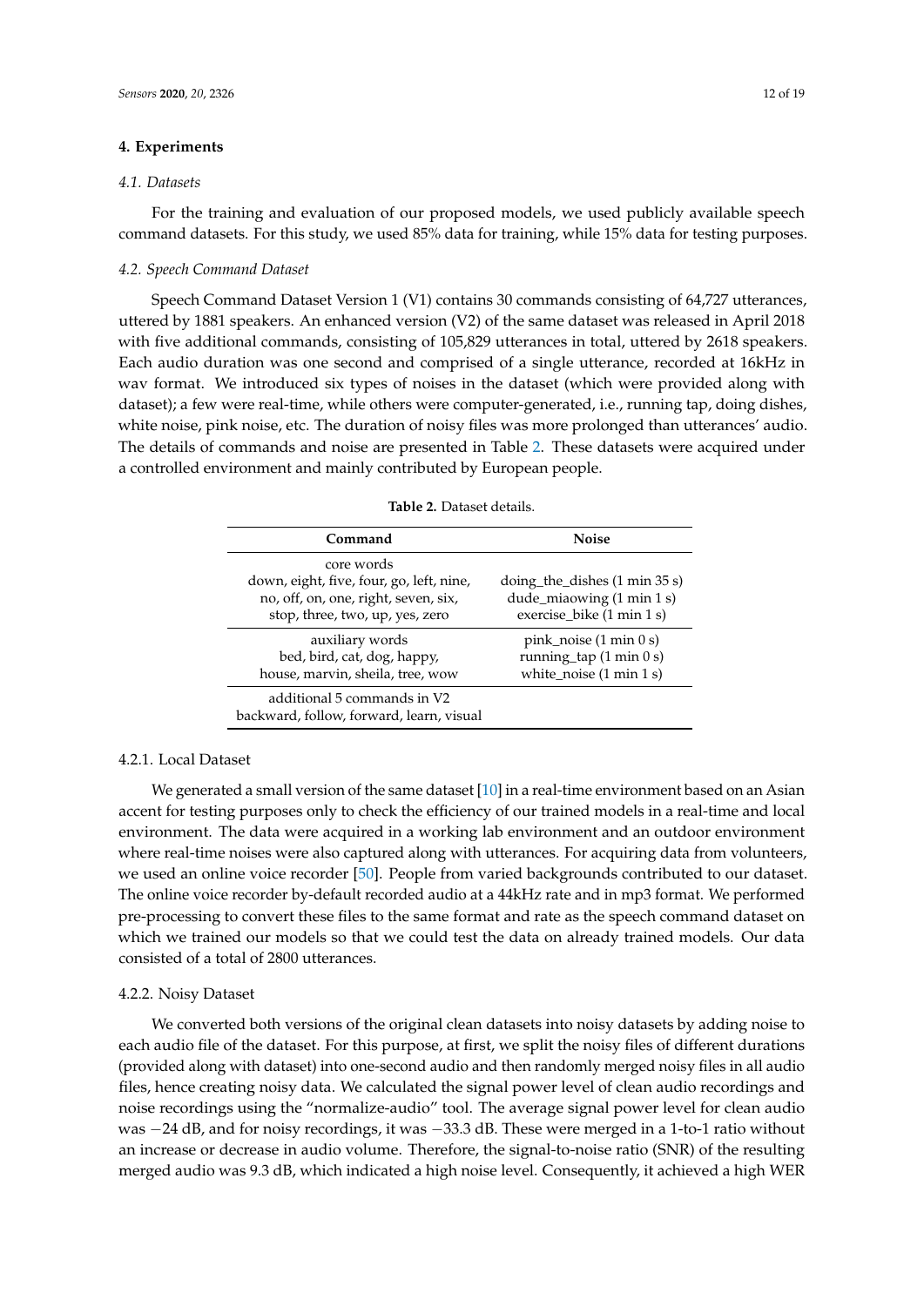## 4. Experiments

### *4.1. Datasets*

For the training and evaluation of our proposed models, we used publicly available speech command datasets. For this study, we used 85% data for training, while 15% data for testing purposes.

### *4.2. Speech Command Dataset*

Speech Command Dataset Version 1 (V1) contains 30 commands consisting of 64,727 utterances, uttered by 1881 speakers. An enhanced version (V2) of the same dataset was released in April 2018 with five additional commands, consisting of 105,829 utterances in total, uttered by 2618 speakers. Each audio duration was one second and comprised of a single utterance, recorded at 16kHz in wav format. We introduced six types of noises in the dataset (which were provided along with dataset); a few were real-time, while others were computer-generated, i.e., running tap, doing dishes, white noise, pink noise, etc. The duration of noisy files was more prolonged than utterances' audio. The details of commands and noise are presented in Table 2. These datasets were acquired under a controlled environment and mainly contributed by European people.

**Table 2.** Dataset details.

| Command | Noise |
|---|---|
| core words<br>down, eight, five, four, go, left, nine, no, off, on, one, right, seven, six, stop, three, two, up, yes, zero | doing_the_dishes (1 min 35 s)<br>dude_miaowing (1 min 1 s)<br>exercise_bike (1 min 1 s) |
| auxiliary words<br>bed, bird, cat, dog, happy, house, marvin, sheila, tree, wow | pink_noise (1 min 0 s)<br>running_tap (1 min 0 s)<br>white_noise (1 min 1 s) |
| additional 5 commands in V2<br>backward, follow, forward, learn, visual | |

#### 4.2.1. Local Dataset

We generated a small version of the same dataset [10] in a real-time environment based on an Asian accent for testing purposes only to check the efficiency of our trained models in a real-time and local environment. The data were acquired in a working lab environment and an outdoor environment where real-time noises were also captured along with utterances. For acquiring data from volunteers, we used an online voice recorder [50]. People from varied backgrounds contributed to our dataset. The online voice recorder by-default recorded audio at a 44kHz rate and in mp3 format. We performed pre-processing to convert these files to the same format and rate as the speech command dataset on which we trained our models so that we could test the data on already trained models. Our data consisted of a total of 2800 utterances.

#### 4.2.2. Noisy Dataset

We converted both versions of the original clean datasets into noisy datasets by adding noise to each audio file of the dataset. For this purpose, at first, we split the noisy files of different durations (provided along with dataset) into one-second audio and then randomly merged noisy files in all audio files, hence creating noisy data. We calculated the signal power level of clean audio recordings and noise recordings using the "normalize-audio" tool. The average signal power level for clean audio was −24 dB, and for noisy recordings, it was −33.3 dB. These were merged in a 1-to-1 ratio without an increase or decrease in audio volume. Therefore, the signal-to-noise ratio (SNR) of the resulting merged audio was 9.3 dB, which indicated a high noise level. Consequently, it achieved a high WER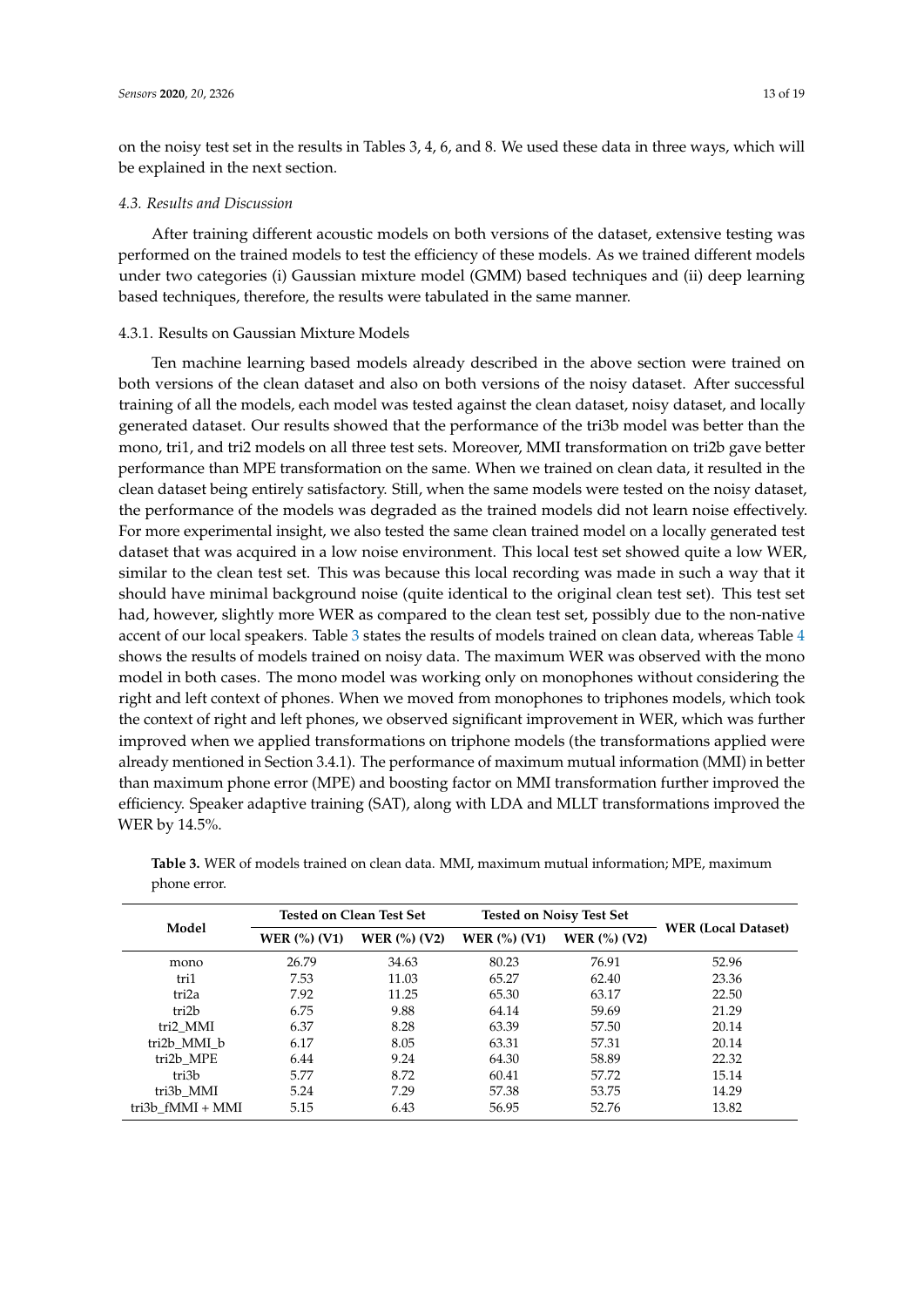on the noisy test set in the results in Tables 3, 4, 6, and 8. We used these data in three ways, which will be explained in the next section.

### *4.3. Results and Discussion*

After training different acoustic models on both versions of the dataset, extensive testing was performed on the trained models to test the efficiency of these models. As we trained different models under two categories (i) Gaussian mixture model (GMM) based techniques and (ii) deep learning based techniques, therefore, the results were tabulated in the same manner.

#### 4.3.1. Results on Gaussian Mixture Models

Ten machine learning based models already described in the above section were trained on both versions of the clean dataset and also on both versions of the noisy dataset. After successful training of all the models, each model was tested against the clean dataset, noisy dataset, and locally generated dataset. Our results showed that the performance of the tri3b model was better than the mono, tri1, and tri2 models on all three test sets. Moreover, MMI transformation on tri2b gave better performance than MPE transformation on the same. When we trained on clean data, it resulted in the clean dataset being entirely satisfactory. Still, when the same models were tested on the noisy dataset, the performance of the models was degraded as the trained models did not learn noise effectively. For more experimental insight, we also tested the same clean trained model on a locally generated test dataset that was acquired in a low noise environment. This local test set showed quite a low WER, similar to the clean test set. This was because this local recording was made in such a way that it should have minimal background noise (quite identical to the original clean test set). This test set had, however, slightly more WER as compared to the clean test set, possibly due to the non-native accent of our local speakers. Table 3 states the results of models trained on clean data, whereas Table 4 shows the results of models trained on noisy data. The maximum WER was observed with the mono model in both cases. The mono model was working only on monophones without considering the right and left context of phones. When we moved from monophones to triphones models, which took the context of right and left phones, we observed significant improvement in WER, which was further improved when we applied transformations on triphone models (the transformations applied were already mentioned in Section 3.4.1). The performance of maximum mutual information (MMI) in better than maximum phone error (MPE) and boosting factor on MMI transformation further improved the efficiency. Speaker adaptive training (SAT), along with LDA and MLLT transformations improved the WER by 14.5%.

**Table 3.** WER of models trained on clean data. MMI, maximum mutual information; MPE, maximum phone error.

| Model | Tested on Clean Test Set | | Tested on Noisy Test Set | | WER (Local Dataset) |
|---|---|---|---|---|---|
| | WER (%) (V1) | WER (%) (V2) | WER (%) (V1) | WER (%) (V2) | |
| mono | 26.79 | 34.63 | 80.23 | 76.91 | 52.96 |
| tri1 | 7.53 | 11.03 | 65.27 | 62.40 | 23.36 |
| tri2a | 7.92 | 11.25 | 65.30 | 63.17 | 22.50 |
| tri2b | 6.75 | 9.88 | 64.14 | 59.69 | 21.29 |
| tri2_MMI | 6.37 | 8.28 | 63.39 | 57.50 | 20.14 |
| tri2b_MMI_b | 6.17 | 8.05 | 63.31 | 57.31 | 20.14 |
| tri2b_MPE | 6.44 | 9.24 | 64.30 | 58.89 | 22.32 |
| tri3b | 5.77 | 8.72 | 60.41 | 57.72 | 15.14 |
| tri3b_MMI | 5.24 | 7.29 | 57.38 | 53.75 | 14.29 |
| tri3b_fMMI + MMI | 5.15 | 6.43 | 56.95 | 52.76 | 13.82 |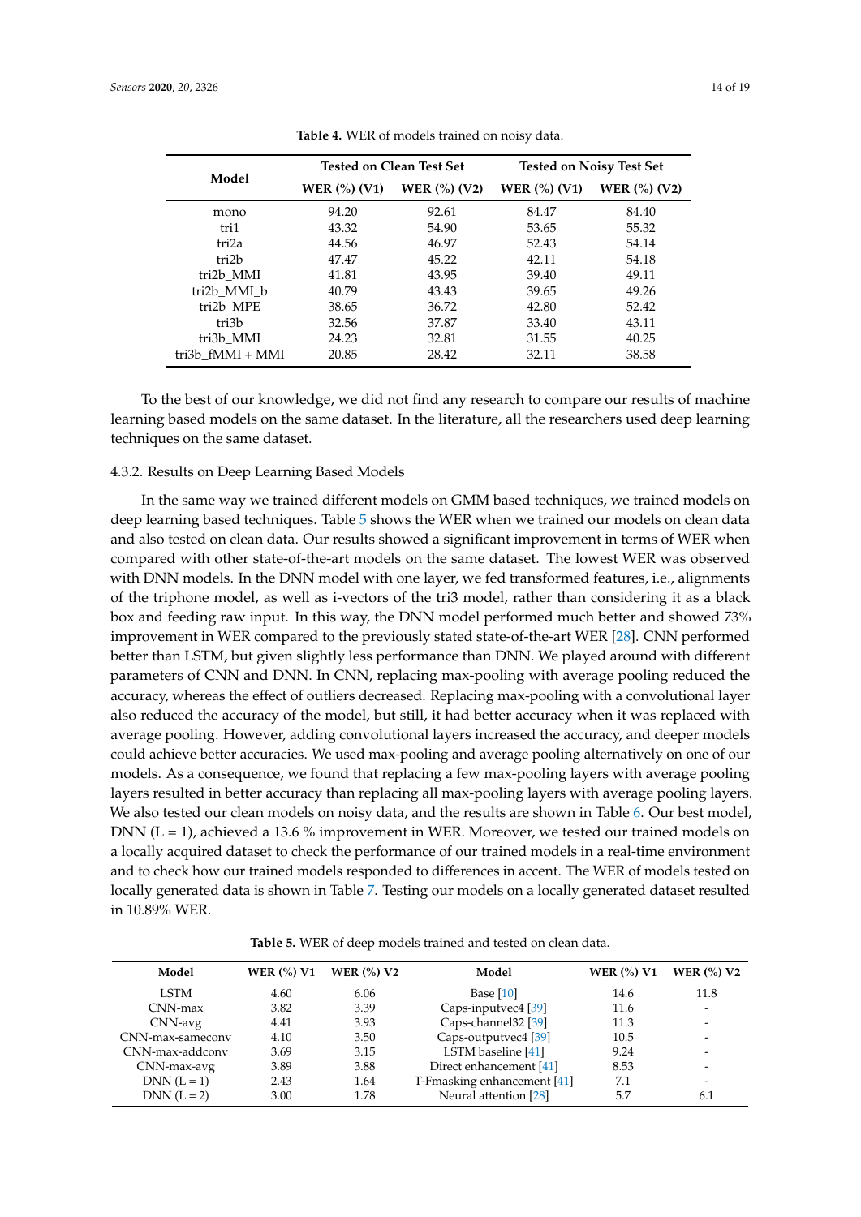**Table 4.** WER of models trained on noisy data.

| Model | Tested on Clean Test Set | | Tested on Noisy Test Set | |
|---|---|---|---|---|
| | WER (%) (V1) | WER (%) (V2) | WER (%) (V1) | WER (%) (V2) |
| mono | 94.20 | 92.61 | 84.47 | 84.40 |
| tri1 | 43.32 | 54.90 | 53.65 | 55.32 |
| tri2a | 44.56 | 46.97 | 52.43 | 54.14 |
| tri2b | 47.47 | 45.22 | 42.11 | 54.18 |
| tri2b_MMI | 41.81 | 43.95 | 39.40 | 49.11 |
| tri2b_MMI_b | 40.79 | 43.43 | 39.65 | 49.26 |
| tri2b_MPE | 38.65 | 36.72 | 42.80 | 52.42 |
| tri3b | 32.56 | 37.87 | 33.40 | 43.11 |
| tri3b_MMI | 24.23 | 32.81 | 31.55 | 40.25 |
| tri3b_fMMI + MMI | 20.85 | 28.42 | 32.11 | 38.58 |

To the best of our knowledge, we did not find any research to compare our results of machine learning based models on the same dataset. In the literature, all the researchers used deep learning techniques on the same dataset.

#### 4.3.2. Results on Deep Learning Based Models

In the same way we trained different models on GMM based techniques, we trained models on deep learning based techniques. Table 5 shows the WER when we trained our models on clean data and also tested on clean data. Our results showed a significant improvement in terms of WER when compared with other state-of-the-art models on the same dataset. The lowest WER was observed with DNN models. In the DNN model with one layer, we fed transformed features, i.e., alignments of the triphone model, as well as i-vectors of the tri3 model, rather than considering it as a black box and feeding raw input. In this way, the DNN model performed much better and showed 73% improvement in WER compared to the previously stated state-of-the-art WER [28]. CNN performed better than LSTM, but given slightly less performance than DNN. We played around with different parameters of CNN and DNN. In CNN, replacing max-pooling with average pooling reduced the accuracy, whereas the effect of outliers decreased. Replacing max-pooling with a convolutional layer also reduced the accuracy of the model, but still, it had better accuracy when it was replaced with average pooling. However, adding convolutional layers increased the accuracy, and deeper models could achieve better accuracies. We used max-pooling and average pooling alternatively on one of our models. As a consequence, we found that replacing a few max-pooling layers with average pooling layers resulted in better accuracy than replacing all max-pooling layers with average pooling layers. We also tested our clean models on noisy data, and the results are shown in Table 6. Our best model, DNN (L = 1), achieved a 13.6 % improvement in WER. Moreover, we tested our trained models on a locally acquired dataset to check the performance of our trained models in a real-time environment and to check how our trained models responded to differences in accent. The WER of models tested on locally generated data is shown in Table 7. Testing our models on a locally generated dataset resulted in 10.89% WER.

**Table 5.** WER of deep models trained and tested on clean data.

| Model | WER (%) V1 | WER (%) V2 | Model | WER (%) V1 | WER (%) V2 |
|---|---|---|---|---|---|
| LSTM | 4.60 | 6.06 | Base [10] | 14.6 | 11.8 |
| CNN-max | 3.82 | 3.39 | Caps-inputvec4 [39] | 11.6 | - |
| CNN-avg | 4.41 | 3.93 | Caps-channel32 [39] | 11.3 | - |
| CNN-max-sameconv | 4.10 | 3.50 | Caps-outputvec4 [39] | 10.5 | - |
| CNN-max-addconv | 3.69 | 3.15 | LSTM baseline [41] | 9.24 | - |
| CNN-max-avg | 3.89 | 3.88 | Direct enhancement [41] | 8.53 | - |
| DNN (L = 1) | 2.43 | 1.64 | T-Fmasking enhancement [41] | 7.1 | - |
| DNN (L = 2) | 3.00 | 1.78 | Neural attention [28] | 5.7 | 6.1 |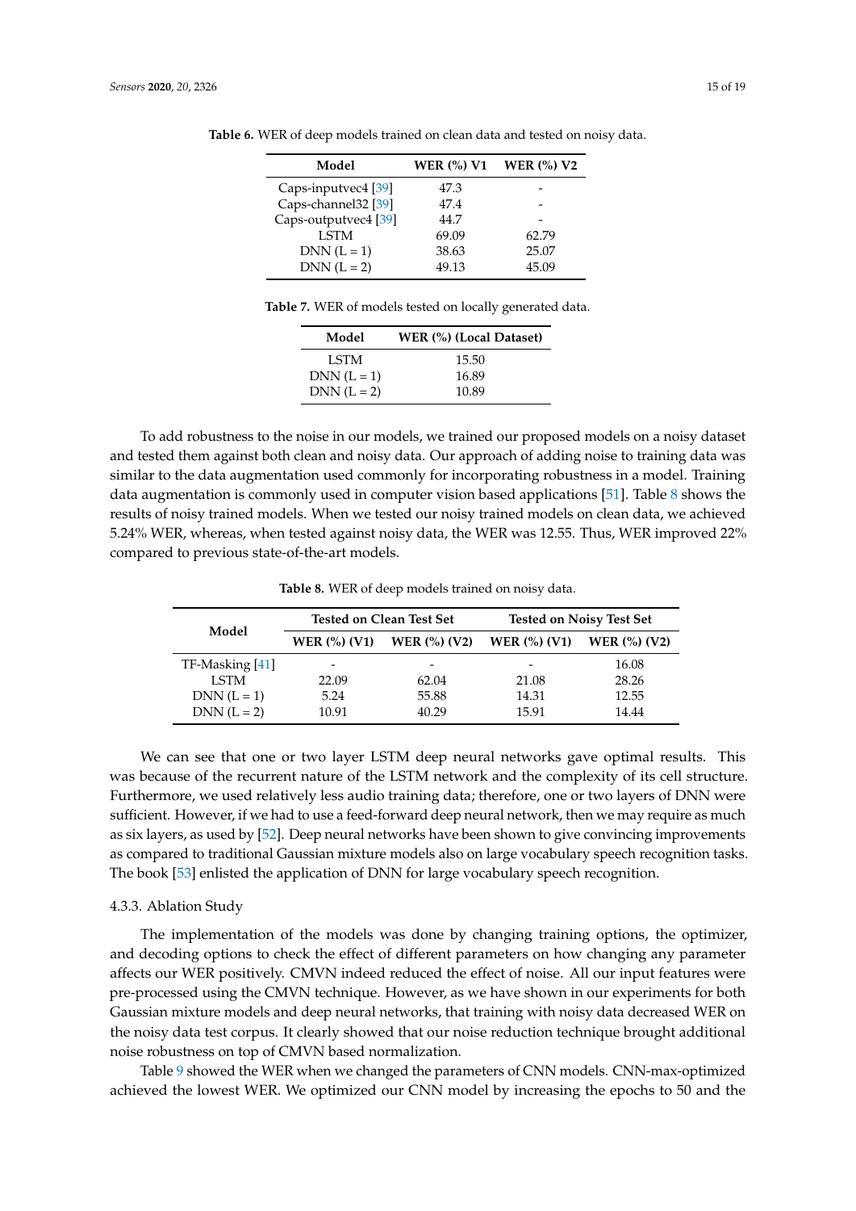**Table 6.** WER of deep models trained on clean data and tested on noisy data.

| Model | WER (%) V1 | WER (%) V2 |
|---|---|---|
| Caps-inputvec4 [39] | 47.3 | - |
| Caps-channel32 [39] | 47.4 | - |
| Caps-outputvec4 [39] | 44.7 | - |
| LSTM | 69.09 | 62.79 |
| DNN (L = 1) | 38.63 | 25.07 |
| DNN (L = 2) | 49.13 | 45.09 |

**Table 7.** WER of models tested on locally generated data.

| Model | WER (%) (Local Dataset) |
|---|---|
| LSTM | 15.50 |
| DNN (L = 1) | 16.89 |
| DNN (L = 2) | 10.89 |

To add robustness to the noise in our models, we trained our proposed models on a noisy dataset and tested them against both clean and noisy data. Our approach of adding noise to training data was similar to the data augmentation used commonly for incorporating robustness in a model. Training data augmentation is commonly used in computer vision based applications [51]. Table 8 shows the results of noisy trained models. When we tested our noisy trained models on clean data, we achieved 5.24% WER, whereas, when tested against noisy data, the WER was 12.55. Thus, WER improved 22% compared to previous state-of-the-art models.

**Table 8.** WER of deep models trained on noisy data.

| Model | Tested on Clean Test Set | | Tested on Noisy Test Set | |
|---|---|---|---|---|
| | WER (%) (V1) | WER (%) (V2) | WER (%) (V1) | WER (%) (V2) |
| TF-Masking [41] | - | - | - | 16.08 |
| LSTM | 22.09 | 62.04 | 21.08 | 28.26 |
| DNN (L = 1) | 5.24 | 55.88 | 14.31 | 12.55 |
| DNN (L = 2) | 10.91 | 40.29 | 15.91 | 14.44 |

We can see that one or two layer LSTM deep neural networks gave optimal results. This was because of the recurrent nature of the LSTM network and the complexity of its cell structure. Furthermore, we used relatively less audio training data; therefore, one or two layers of DNN were sufficient. However, if we had to use a feed-forward deep neural network, then we may require as much as six layers, as used by [52]. Deep neural networks have been shown to give convincing improvements as compared to traditional Gaussian mixture models also on large vocabulary speech recognition tasks. The book [53] enlisted the application of DNN for large vocabulary speech recognition.

#### 4.3.3. Ablation Study

The implementation of the models was done by changing training options, the optimizer, and decoding options to check the effect of different parameters on how changing any parameter affects our WER positively. CMVN indeed reduced the effect of noise. All our input features were pre-processed using the CMVN technique. However, as we have shown in our experiments for both Gaussian mixture models and deep neural networks, that training with noisy data decreased WER on the noisy data test corpus. It clearly showed that our noise reduction technique brought additional noise robustness on top of CMVN based normalization.

Table 9 showed the WER when we changed the parameters of CNN models. CNN-max-optimized achieved the lowest WER. We optimized our CNN model by increasing the epochs to 50 and the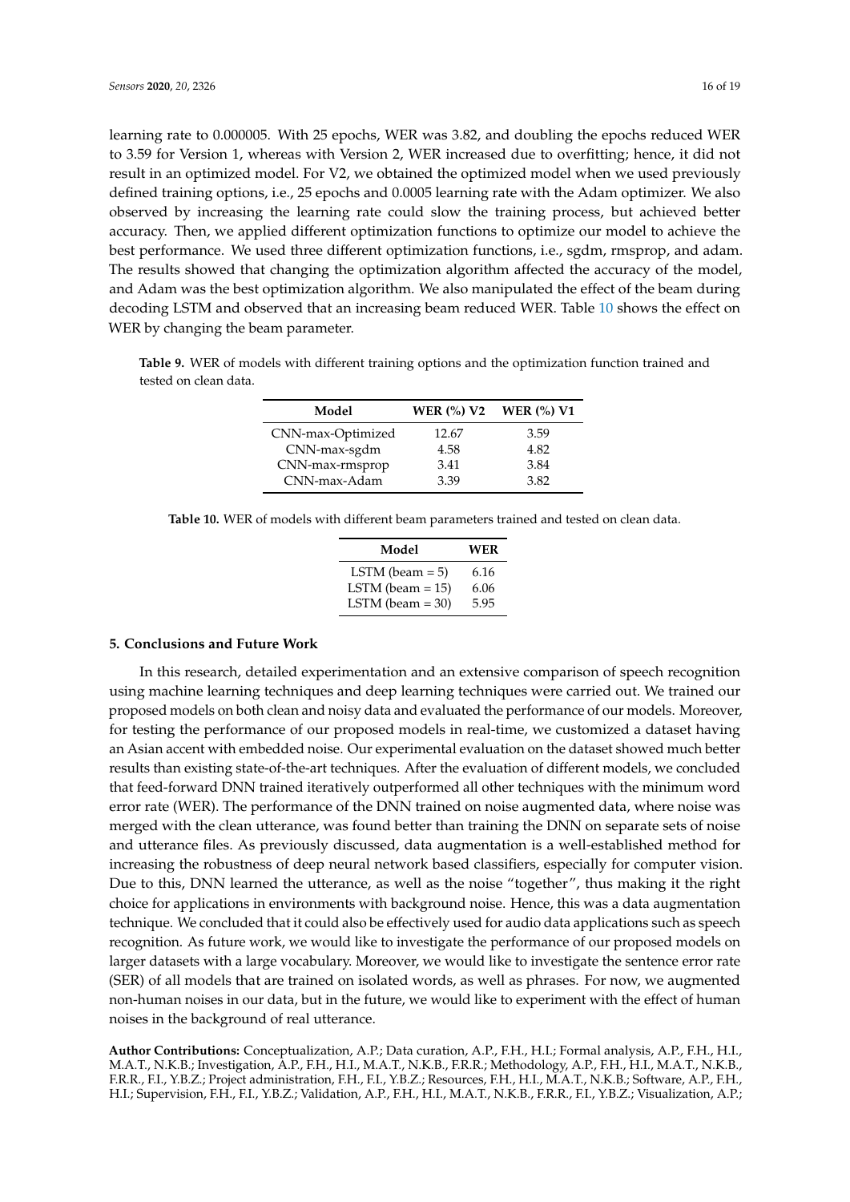learning rate to 0.000005. With 25 epochs, WER was 3.82, and doubling the epochs reduced WER to 3.59 for Version 1, whereas with Version 2, WER increased due to overfitting; hence, it did not result in an optimized model. For V2, we obtained the optimized model when we used previously defined training options, i.e., 25 epochs and 0.0005 learning rate with the Adam optimizer. We also observed by increasing the learning rate could slow the training process, but achieved better accuracy. Then, we applied different optimization functions to optimize our model to achieve the best performance. We used three different optimization functions, i.e., sgdm, rmsprop, and adam. The results showed that changing the optimization algorithm affected the accuracy of the model, and Adam was the best optimization algorithm. We also manipulated the effect of the beam during decoding LSTM and observed that an increasing beam reduced WER. Table 10 shows the effect on WER by changing the beam parameter.

**Table 9.** WER of models with different training options and the optimization function trained and tested on clean data.

| Model | WER (%) V2 | WER (%) V1 |
| --- | --- | --- |
| CNN-max-Optimized | 12.67 | 3.59 |
| CNN-max-sgdm | 4.58 | 4.82 |
| CNN-max-rmsprop | 3.41 | 3.84 |
| CNN-max-Adam | 3.39 | 3.82 |

**Table 10.** WER of models with different beam parameters trained and tested on clean data.

| Model | WER |
| --- | --- |
| LSTM (beam = 5) | 6.16 |
| LSTM (beam = 15) | 6.06 |
| LSTM (beam = 30) | 5.95 |

## 5. Conclusions and Future Work

In this research, detailed experimentation and an extensive comparison of speech recognition using machine learning techniques and deep learning techniques were carried out. We trained our proposed models on both clean and noisy data and evaluated the performance of our models. Moreover, for testing the performance of our proposed models in real-time, we customized a dataset having an Asian accent with embedded noise. Our experimental evaluation on the dataset showed much better results than existing state-of-the-art techniques. After the evaluation of different models, we concluded that feed-forward DNN trained iteratively outperformed all other techniques with the minimum word error rate (WER). The performance of the DNN trained on noise augmented data, where noise was merged with the clean utterance, was found better than training the DNN on separate sets of noise and utterance files. As previously discussed, data augmentation is a well-established method for increasing the robustness of deep neural network based classifiers, especially for computer vision. Due to this, DNN learned the utterance, as well as the noise "together", thus making it the right choice for applications in environments with background noise. Hence, this was a data augmentation technique. We concluded that it could also be effectively used for audio data applications such as speech recognition. As future work, we would like to investigate the performance of our proposed models on larger datasets with a large vocabulary. Moreover, we would like to investigate the sentence error rate (SER) of all models that are trained on isolated words, as well as phrases. For now, we augmented non-human noises in our data, but in the future, we would like to experiment with the effect of human noises in the background of real utterance.

**Author Contributions:** Conceptualization, A.P.; Data curation, A.P., F.H., H.I.; Formal analysis, A.P., F.H., H.I., M.A.T., N.K.B.; Investigation, A.P., F.H., H.I., M.A.T., N.K.B., F.R.R.; Methodology, A.P., F.H., H.I., M.A.T., N.K.B., F.R.R., F.I., Y.B.Z.; Project administration, F.H., F.I., Y.B.Z.; Resources, F.H., H.I., M.A.T., N.K.B.; Software, A.P., F.H., H.I.; Supervision, F.H., F.I., Y.B.Z.; Validation, A.P., F.H., H.I., M.A.T., N.K.B., F.R.R., F.I., Y.B.Z.; Visualization, A.P.;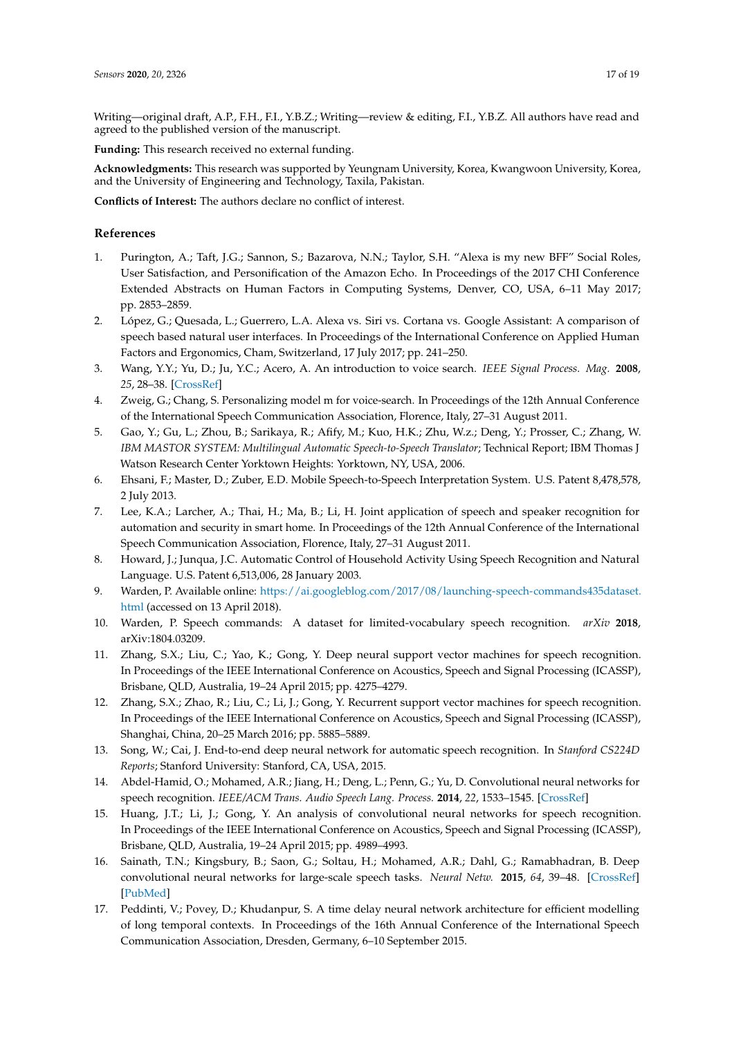Writing—original draft, A.P., F.H., F.I., Y.B.Z.; Writing—review & editing, F.I., Y.B.Z. All authors have read and agreed to the published version of the manuscript.

**Funding:** This research received no external funding.

**Acknowledgments:** This research was supported by Yeungnam University, Korea, Kwangwoon University, Korea, and the University of Engineering and Technology, Taxila, Pakistan.

**Conflicts of Interest:** The authors declare no conflict of interest.

## References

1. Purington, A.; Taft, J.G.; Sannon, S.; Bazarova, N.N.; Taylor, S.H. "Alexa is my new BFF" Social Roles, User Satisfaction, and Personification of the Amazon Echo. In Proceedings of the 2017 CHI Conference Extended Abstracts on Human Factors in Computing Systems, Denver, CO, USA, 6–11 May 2017; pp. 2853–2859.
2. López, G.; Quesada, L.; Guerrero, L.A. Alexa vs. Siri vs. Cortana vs. Google Assistant: A comparison of speech based natural user interfaces. In Proceedings of the International Conference on Applied Human Factors and Ergonomics, Cham, Switzerland, 17 July 2017; pp. 241–250.
3. Wang, Y.Y.; Yu, D.; Ju, Y.C.; Acero, A. An introduction to voice search. *IEEE Signal Process. Mag.* **2008**, *25*, 28–38. [CrossRef]
4. Zweig, G.; Chang, S. Personalizing model m for voice-search. In Proceedings of the 12th Annual Conference of the International Speech Communication Association, Florence, Italy, 27–31 August 2011.
5. Gao, Y.; Gu, L.; Zhou, B.; Sarikaya, R.; Afify, M.; Kuo, H.K.; Zhu, W.z.; Deng, Y.; Prosser, C.; Zhang, W. *IBM MASTOR SYSTEM: Multilingual Automatic Speech-to-Speech Translator*; Technical Report; IBM Thomas J Watson Research Center Yorktown Heights: Yorktown, NY, USA, 2006.
6. Ehsani, F.; Master, D.; Zuber, E.D. Mobile Speech-to-Speech Interpretation System. U.S. Patent 8,478,578, 2 July 2013.
7. Lee, K.A.; Larcher, A.; Thai, H.; Ma, B.; Li, H. Joint application of speech and speaker recognition for automation and security in smart home. In Proceedings of the 12th Annual Conference of the International Speech Communication Association, Florence, Italy, 27–31 August 2011.
8. Howard, J.; Junqua, J.C. Automatic Control of Household Activity Using Speech Recognition and Natural Language. U.S. Patent 6,513,006, 28 January 2003.
9. Warden, P. Available online: https://ai.googleblog.com/2017/08/launching-speech-commands435dataset.html (accessed on 13 April 2018).
10. Warden, P. Speech commands: A dataset for limited-vocabulary speech recognition. *arXiv* **2018**, arXiv:1804.03209.
11. Zhang, S.X.; Liu, C.; Yao, K.; Gong, Y. Deep neural support vector machines for speech recognition. In Proceedings of the IEEE International Conference on Acoustics, Speech and Signal Processing (ICASSP), Brisbane, QLD, Australia, 19–24 April 2015; pp. 4275–4279.
12. Zhang, S.X.; Zhao, R.; Liu, C.; Li, J.; Gong, Y. Recurrent support vector machines for speech recognition. In Proceedings of the IEEE International Conference on Acoustics, Speech and Signal Processing (ICASSP), Shanghai, China, 20–25 March 2016; pp. 5885–5889.
13. Song, W.; Cai, J. End-to-end deep neural network for automatic speech recognition. In *Stanford CS224D Reports*; Stanford University: Stanford, CA, USA, 2015.
14. Abdel-Hamid, O.; Mohamed, A.R.; Jiang, H.; Deng, L.; Penn, G.; Yu, D. Convolutional neural networks for speech recognition. *IEEE/ACM Trans. Audio Speech Lang. Process.* **2014**, *22*, 1533–1545. [CrossRef]
15. Huang, J.T.; Li, J.; Gong, Y. An analysis of convolutional neural networks for speech recognition. In Proceedings of the IEEE International Conference on Acoustics, Speech and Signal Processing (ICASSP), Brisbane, QLD, Australia, 19–24 April 2015; pp. 4989–4993.
16. Sainath, T.N.; Kingsbury, B.; Saon, G.; Soltau, H.; Mohamed, A.R.; Dahl, G.; Ramabhadran, B. Deep convolutional neural networks for large-scale speech tasks. *Neural Netw.* **2015**, *64*, 39–48. [CrossRef] [PubMed]
17. Peddinti, V.; Povey, D.; Khudanpur, S. A time delay neural network architecture for efficient modelling of long temporal contexts. In Proceedings of the 16th Annual Conference of the International Speech Communication Association, Dresden, Germany, 6–10 September 2015.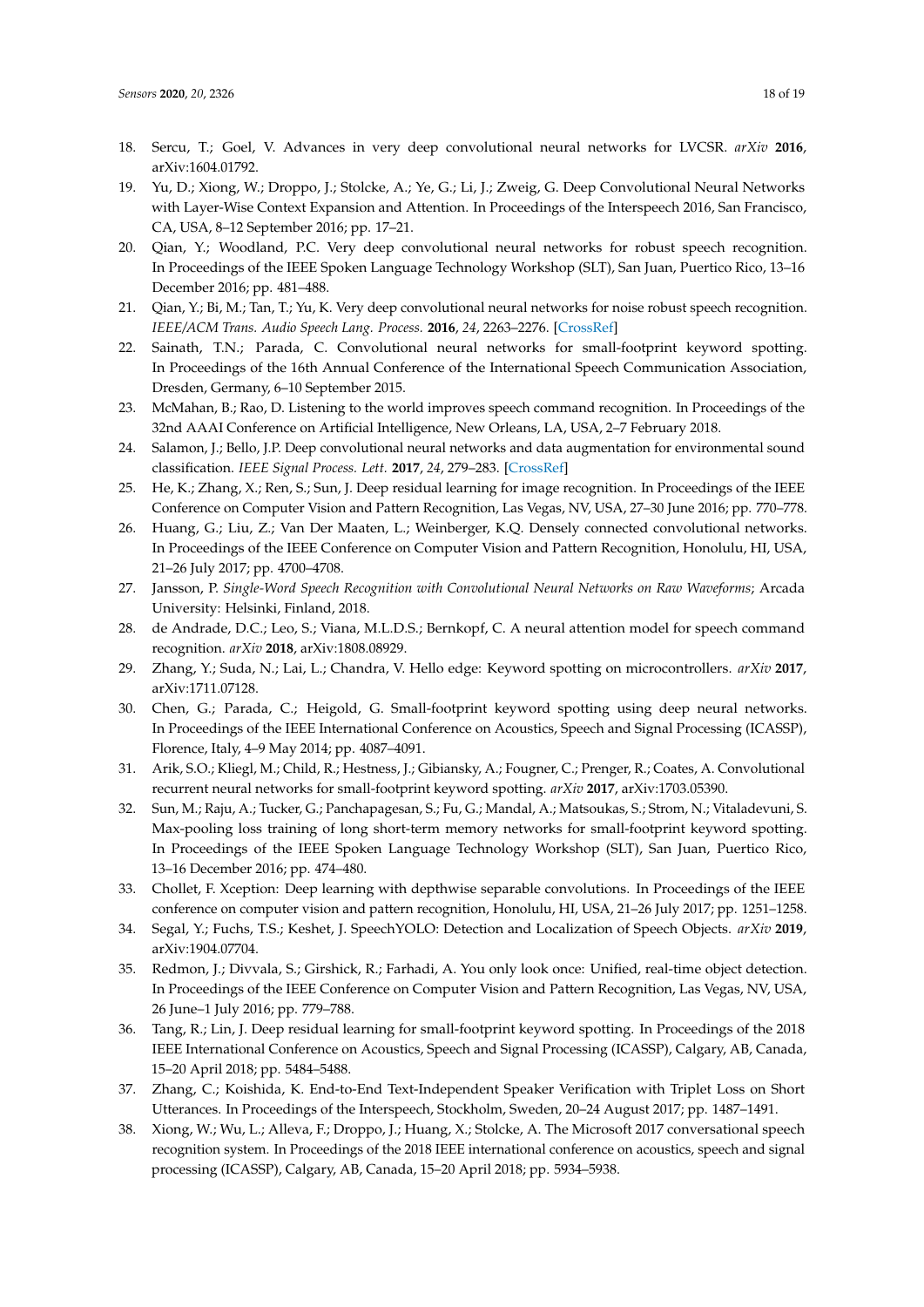18. Sercu, T.; Goel, V. Advances in very deep convolutional neural networks for LVCSR. *arXiv* **2016**, arXiv:1604.01792.
19. Yu, D.; Xiong, W.; Droppo, J.; Stolcke, A.; Ye, G.; Li, J.; Zweig, G. Deep Convolutional Neural Networks with Layer-Wise Context Expansion and Attention. In Proceedings of the Interspeech 2016, San Francisco, CA, USA, 8–12 September 2016; pp. 17–21.
20. Qian, Y.; Woodland, P.C. Very deep convolutional neural networks for robust speech recognition. In Proceedings of the IEEE Spoken Language Technology Workshop (SLT), San Juan, Puertico Rico, 13–16 December 2016; pp. 481–488.
21. Qian, Y.; Bi, M.; Tan, T.; Yu, K. Very deep convolutional neural networks for noise robust speech recognition. *IEEE/ACM Trans. Audio Speech Lang. Process.* **2016**, *24*, 2263–2276. [CrossRef]
22. Sainath, T.N.; Parada, C. Convolutional neural networks for small-footprint keyword spotting. In Proceedings of the 16th Annual Conference of the International Speech Communication Association, Dresden, Germany, 6–10 September 2015.
23. McMahan, B.; Rao, D. Listening to the world improves speech command recognition. In Proceedings of the 32nd AAAI Conference on Artificial Intelligence, New Orleans, LA, USA, 2–7 February 2018.
24. Salamon, J.; Bello, J.P. Deep convolutional neural networks and data augmentation for environmental sound classification. *IEEE Signal Process. Lett.* **2017**, *24*, 279–283. [CrossRef]
25. He, K.; Zhang, X.; Ren, S.; Sun, J. Deep residual learning for image recognition. In Proceedings of the IEEE Conference on Computer Vision and Pattern Recognition, Las Vegas, NV, USA, 27–30 June 2016; pp. 770–778.
26. Huang, G.; Liu, Z.; Van Der Maaten, L.; Weinberger, K.Q. Densely connected convolutional networks. In Proceedings of the IEEE Conference on Computer Vision and Pattern Recognition, Honolulu, HI, USA, 21–26 July 2017; pp. 4700–4708.
27. Jansson, P. *Single-Word Speech Recognition with Convolutional Neural Networks on Raw Waveforms*; Arcada University: Helsinki, Finland, 2018.
28. de Andrade, D.C.; Leo, S.; Viana, M.L.D.S.; Bernkopf, C. A neural attention model for speech command recognition. *arXiv* **2018**, arXiv:1808.08929.
29. Zhang, Y.; Suda, N.; Lai, L.; Chandra, V. Hello edge: Keyword spotting on microcontrollers. *arXiv* **2017**, arXiv:1711.07128.
30. Chen, G.; Parada, C.; Heigold, G. Small-footprint keyword spotting using deep neural networks. In Proceedings of the IEEE International Conference on Acoustics, Speech and Signal Processing (ICASSP), Florence, Italy, 4–9 May 2014; pp. 4087–4091.
31. Arik, S.O.; Kliegl, M.; Child, R.; Hestness, J.; Gibiansky, A.; Fougner, C.; Prenger, R.; Coates, A. Convolutional recurrent neural networks for small-footprint keyword spotting. *arXiv* **2017**, arXiv:1703.05390.
32. Sun, M.; Raju, A.; Tucker, G.; Panchapagesan, S.; Fu, G.; Mandal, A.; Matsoukas, S.; Strom, N.; Vitaladevuni, S. Max-pooling loss training of long short-term memory networks for small-footprint keyword spotting. In Proceedings of the IEEE Spoken Language Technology Workshop (SLT), San Juan, Puertico Rico, 13–16 December 2016; pp. 474–480.
33. Chollet, F. Xception: Deep learning with depthwise separable convolutions. In Proceedings of the IEEE conference on computer vision and pattern recognition, Honolulu, HI, USA, 21–26 July 2017; pp. 1251–1258.
34. Segal, Y.; Fuchs, T.S.; Keshet, J. SpeechYOLO: Detection and Localization of Speech Objects. *arXiv* **2019**, arXiv:1904.07704.
35. Redmon, J.; Divvala, S.; Girshick, R.; Farhadi, A. You only look once: Unified, real-time object detection. In Proceedings of the IEEE Conference on Computer Vision and Pattern Recognition, Las Vegas, NV, USA, 26 June–1 July 2016; pp. 779–788.
36. Tang, R.; Lin, J. Deep residual learning for small-footprint keyword spotting. In Proceedings of the 2018 IEEE International Conference on Acoustics, Speech and Signal Processing (ICASSP), Calgary, AB, Canada, 15–20 April 2018; pp. 5484–5488.
37. Zhang, C.; Koishida, K. End-to-End Text-Independent Speaker Verification with Triplet Loss on Short Utterances. In Proceedings of the Interspeech, Stockholm, Sweden, 20–24 August 2017; pp. 1487–1491.
38. Xiong, W.; Wu, L.; Alleva, F.; Droppo, J.; Huang, X.; Stolcke, A. The Microsoft 2017 conversational speech recognition system. In Proceedings of the 2018 IEEE international conference on acoustics, speech and signal processing (ICASSP), Calgary, AB, Canada, 15–20 April 2018; pp. 5934–5938.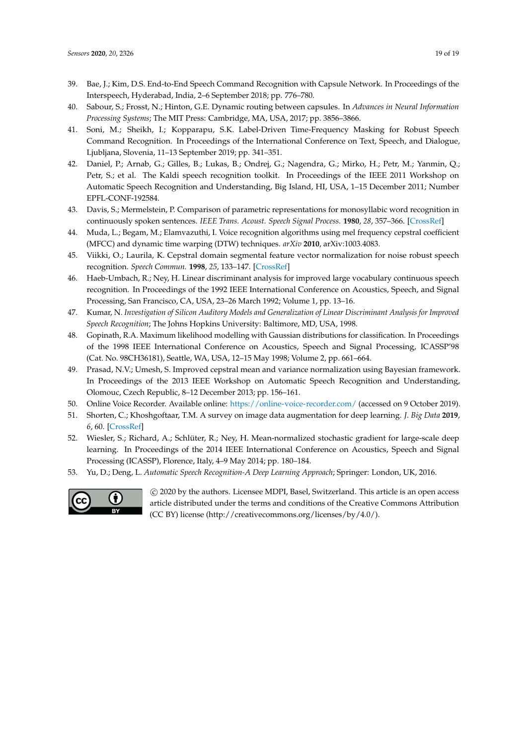39. Bae, J.; Kim, D.S. End-to-End Speech Command Recognition with Capsule Network. In Proceedings of the Interspeech, Hyderabad, India, 2–6 September 2018; pp. 776–780.
40. Sabour, S.; Frosst, N.; Hinton, G.E. Dynamic routing between capsules. In *Advances in Neural Information Processing Systems*; The MIT Press: Cambridge, MA, USA, 2017; pp. 3856–3866.
41. Soni, M.; Sheikh, I.; Kopparapu, S.K. Label-Driven Time-Frequency Masking for Robust Speech Command Recognition. In Proceedings of the International Conference on Text, Speech, and Dialogue, Ljubljana, Slovenia, 11–13 September 2019; pp. 341–351.
42. Daniel, P.; Arnab, G.; Gilles, B.; Lukas, B.; Ondrej, G.; Nagendra, G.; Mirko, H.; Petr, M.; Yanmin, Q.; Petr, S.; et al. The Kaldi speech recognition toolkit. In Proceedings of the IEEE 2011 Workshop on Automatic Speech Recognition and Understanding, Big Island, HI, USA, 1–15 December 2011; Number EPFL-CONF-192584.
43. Davis, S.; Mermelstein, P. Comparison of parametric representations for monosyllabic word recognition in continuously spoken sentences. *IEEE Trans. Acoust. Speech Signal Process.* **1980**, *28*, 357–366. [CrossRef]
44. Muda, L.; Begam, M.; Elamvazuthi, I. Voice recognition algorithms using mel frequency cepstral coefficient (MFCC) and dynamic time warping (DTW) techniques. *arXiv* **2010**, arXiv:1003.4083.
45. Viikki, O.; Laurila, K. Cepstral domain segmental feature vector normalization for noise robust speech recognition. *Speech Commun.* **1998**, *25*, 133–147. [CrossRef]
46. Haeb-Umbach, R.; Ney, H. Linear discriminant analysis for improved large vocabulary continuous speech recognition. In Proceedings of the 1992 IEEE International Conference on Acoustics, Speech, and Signal Processing, San Francisco, CA, USA, 23–26 March 1992; Volume 1, pp. 13–16.
47. Kumar, N. *Investigation of Silicon Auditory Models and Generalization of Linear Discriminant Analysis for Improved Speech Recognition*; The Johns Hopkins University: Baltimore, MD, USA, 1998.
48. Gopinath, R.A. Maximum likelihood modelling with Gaussian distributions for classification. In Proceedings of the 1998 IEEE International Conference on Acoustics, Speech and Signal Processing, ICASSP'98 (Cat. No. 98CH36181), Seattle, WA, USA, 12–15 May 1998; Volume 2, pp. 661–664.
49. Prasad, N.V.; Umesh, S. Improved cepstral mean and variance normalization using Bayesian framework. In Proceedings of the 2013 IEEE Workshop on Automatic Speech Recognition and Understanding, Olomouc, Czech Republic, 8–12 December 2013; pp. 156–161.
50. Online Voice Recorder. Available online: https://online-voice-recorder.com/ (accessed on 9 October 2019).
51. Shorten, C.; Khoshgoftaar, T.M. A survey on image data augmentation for deep learning. *J. Big Data* **2019**, *6*, 60. [CrossRef]
52. Wiesler, S.; Richard, A.; Schlüter, R.; Ney, H. Mean-normalized stochastic gradient for large-scale deep learning. In Proceedings of the 2014 IEEE International Conference on Acoustics, Speech and Signal Processing (ICASSP), Florence, Italy, 4–9 May 2014; pp. 180–184.
53. Yu, D.; Deng, L. *Automatic Speech Recognition-A Deep Learning Approach*; Springer: London, UK, 2016.

© 2020 by the authors. Licensee MDPI, Basel, Switzerland. This article is an open access article distributed under the terms and conditions of the Creative Commons Attribution (CC BY) license (http://creativecommons.org/licenses/by/4.0/).